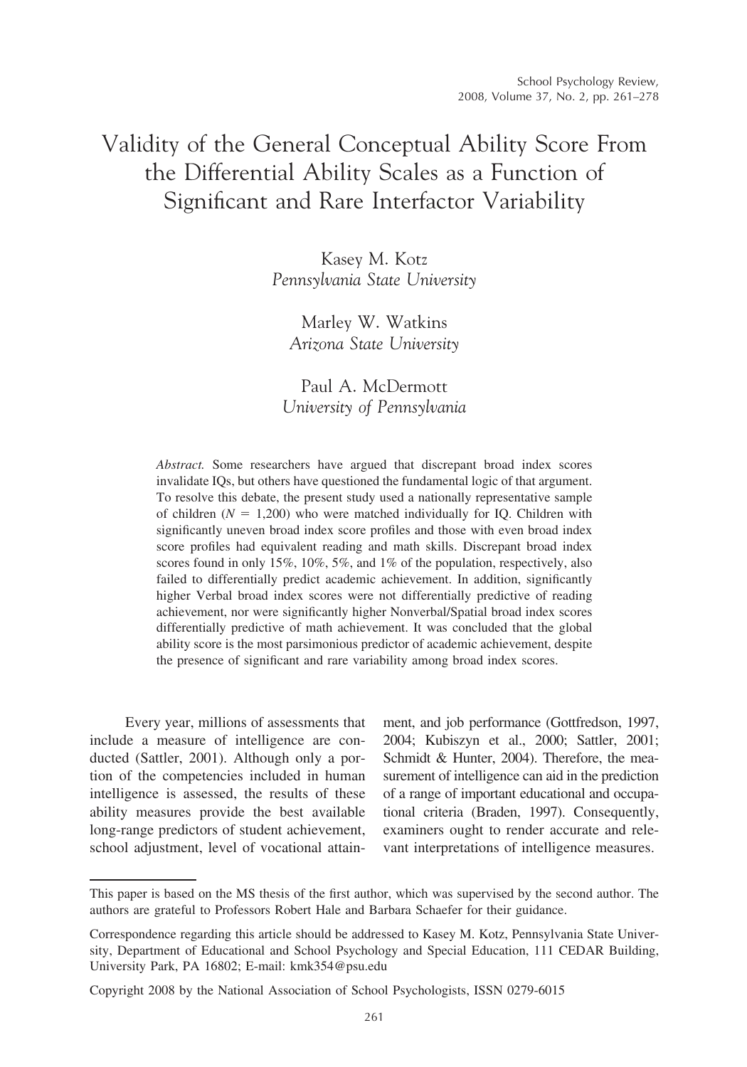# Validity of the General Conceptual Ability Score From the Differential Ability Scales as a Function of Significant and Rare Interfactor Variability

Kasey M. Kotz
*Pennsylvania State University*

Marley W. Watkins
*Arizona State University*

Paul A. McDermott
*University of Pennsylvania*

*Abstract.* Some researchers have argued that discrepant broad index scores invalidate IQs, but others have questioned the fundamental logic of that argument. To resolve this debate, the present study used a nationally representative sample of children ($N = 1{,}200$) who were matched individually for IQ. Children with significantly uneven broad index score profiles and those with even broad index score profiles had equivalent reading and math skills. Discrepant broad index scores found in only 15%, 10%, 5%, and 1% of the population, respectively, also failed to differentially predict academic achievement. In addition, significantly higher Verbal broad index scores were not differentially predictive of reading achievement, nor were significantly higher Nonverbal/Spatial broad index scores differentially predictive of math achievement. It was concluded that the global ability score is the most parsimonious predictor of academic achievement, despite the presence of significant and rare variability among broad index scores.

Every year, millions of assessments that include a measure of intelligence are conducted (Sattler, 2001). Although only a portion of the competencies included in human intelligence is assessed, the results of these ability measures provide the best available long-range predictors of student achievement, school adjustment, level of vocational attainment, and job performance (Gottfredson, 1997, 2004; Kubiszyn et al., 2000; Sattler, 2001; Schmidt & Hunter, 2004). Therefore, the measurement of intelligence can aid in the prediction of a range of important educational and occupational criteria (Braden, 1997). Consequently, examiners ought to render accurate and relevant interpretations of intelligence measures.

---

This paper is based on the MS thesis of the first author, which was supervised by the second author. The authors are grateful to Professors Robert Hale and Barbara Schaefer for their guidance.

Correspondence regarding this article should be addressed to Kasey M. Kotz, Pennsylvania State University, Department of Educational and School Psychology and Special Education, 111 CEDAR Building, University Park, PA 16802; E-mail: kmk354@psu.edu

Copyright 2008 by the National Association of School Psychologists, ISSN 0279-6015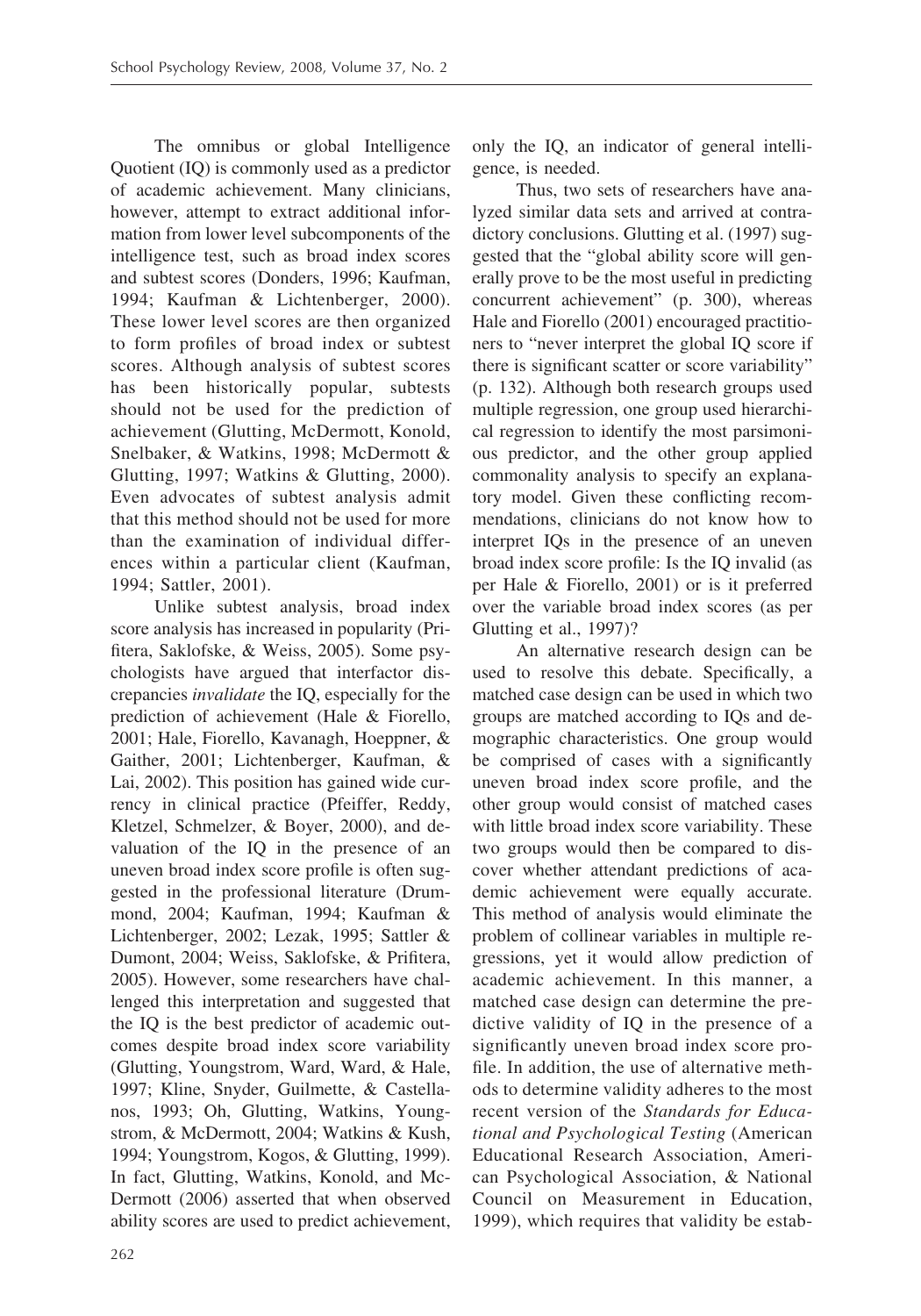The omnibus or global Intelligence Quotient (IQ) is commonly used as a predictor of academic achievement. Many clinicians, however, attempt to extract additional information from lower level subcomponents of the intelligence test, such as broad index scores and subtest scores (Donders, 1996; Kaufman, 1994; Kaufman & Lichtenberger, 2000). These lower level scores are then organized to form profiles of broad index or subtest scores. Although analysis of subtest scores has been historically popular, subtests should not be used for the prediction of achievement (Glutting, McDermott, Konold, Snelbaker, & Watkins, 1998; McDermott & Glutting, 1997; Watkins & Glutting, 2000). Even advocates of subtest analysis admit that this method should not be used for more than the examination of individual differences within a particular client (Kaufman, 1994; Sattler, 2001).

Unlike subtest analysis, broad index score analysis has increased in popularity (Prifitera, Saklofske, & Weiss, 2005). Some psychologists have argued that interfactor discrepancies *invalidate* the IQ, especially for the prediction of achievement (Hale & Fiorello, 2001; Hale, Fiorello, Kavanagh, Hoeppner, & Gaither, 2001; Lichtenberger, Kaufman, & Lai, 2002). This position has gained wide currency in clinical practice (Pfeiffer, Reddy, Kletzel, Schmelzer, & Boyer, 2000), and devaluation of the IQ in the presence of an uneven broad index score profile is often suggested in the professional literature (Drummond, 2004; Kaufman, 1994; Kaufman & Lichtenberger, 2002; Lezak, 1995; Sattler & Dumont, 2004; Weiss, Saklofske, & Prifitera, 2005). However, some researchers have challenged this interpretation and suggested that the IQ is the best predictor of academic outcomes despite broad index score variability (Glutting, Youngstrom, Ward, Ward, & Hale, 1997; Kline, Snyder, Guilmette, & Castellanos, 1993; Oh, Glutting, Watkins, Youngstrom, & McDermott, 2004; Watkins & Kush, 1994; Youngstrom, Kogos, & Glutting, 1999). In fact, Glutting, Watkins, Konold, and McDermott (2006) asserted that when observed ability scores are used to predict achievement, only the IQ, an indicator of general intelligence, is needed.

Thus, two sets of researchers have analyzed similar data sets and arrived at contradictory conclusions. Glutting et al. (1997) suggested that the "global ability score will generally prove to be the most useful in predicting concurrent achievement" (p. 300), whereas Hale and Fiorello (2001) encouraged practitioners to "never interpret the global IQ score if there is significant scatter or score variability" (p. 132). Although both research groups used multiple regression, one group used hierarchical regression to identify the most parsimonious predictor, and the other group applied commonality analysis to specify an explanatory model. Given these conflicting recommendations, clinicians do not know how to interpret IQs in the presence of an uneven broad index score profile: Is the IQ invalid (as per Hale & Fiorello, 2001) or is it preferred over the variable broad index scores (as per Glutting et al., 1997)?

An alternative research design can be used to resolve this debate. Specifically, a matched case design can be used in which two groups are matched according to IQs and demographic characteristics. One group would be comprised of cases with a significantly uneven broad index score profile, and the other group would consist of matched cases with little broad index score variability. These two groups would then be compared to discover whether attendant predictions of academic achievement were equally accurate. This method of analysis would eliminate the problem of collinear variables in multiple regressions, yet it would allow prediction of academic achievement. In this manner, a matched case design can determine the predictive validity of IQ in the presence of a significantly uneven broad index score profile. In addition, the use of alternative methods to determine validity adheres to the most recent version of the *Standards for Educational and Psychological Testing* (American Educational Research Association, American Psychological Association, & National Council on Measurement in Education, 1999), which requires that validity be estab-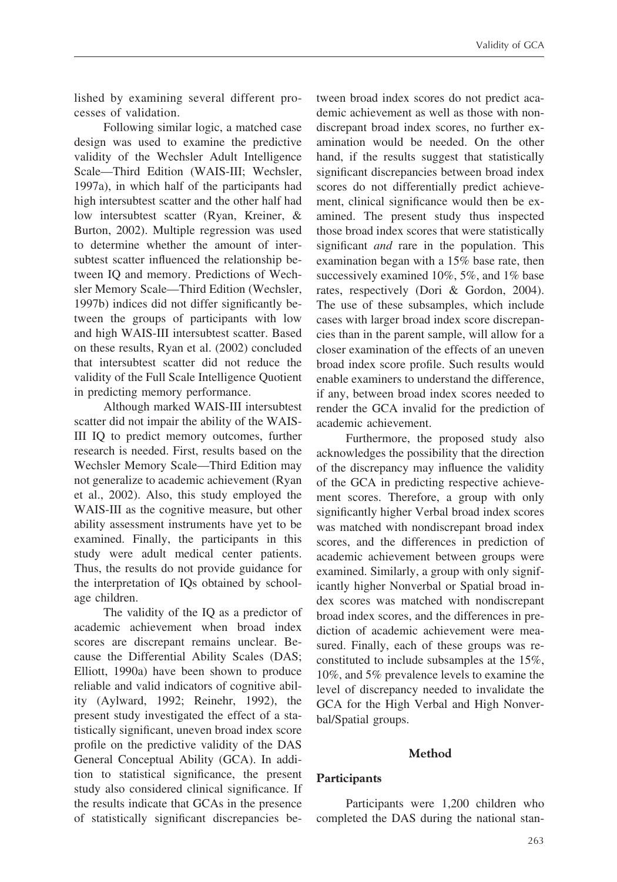lished by examining several different processes of validation.

Following similar logic, a matched case design was used to examine the predictive validity of the Wechsler Adult Intelligence Scale—Third Edition (WAIS-III; Wechsler, 1997a), in which half of the participants had high intersubtest scatter and the other half had low intersubtest scatter (Ryan, Kreiner, & Burton, 2002). Multiple regression was used to determine whether the amount of intersubtest scatter influenced the relationship between IQ and memory. Predictions of Wechsler Memory Scale—Third Edition (Wechsler, 1997b) indices did not differ significantly between the groups of participants with low and high WAIS-III intersubtest scatter. Based on these results, Ryan et al. (2002) concluded that intersubtest scatter did not reduce the validity of the Full Scale Intelligence Quotient in predicting memory performance.

Although marked WAIS-III intersubtest scatter did not impair the ability of the WAIS-III IQ to predict memory outcomes, further research is needed. First, results based on the Wechsler Memory Scale—Third Edition may not generalize to academic achievement (Ryan et al., 2002). Also, this study employed the WAIS-III as the cognitive measure, but other ability assessment instruments have yet to be examined. Finally, the participants in this study were adult medical center patients. Thus, the results do not provide guidance for the interpretation of IQs obtained by school-age children.

The validity of the IQ as a predictor of academic achievement when broad index scores are discrepant remains unclear. Because the Differential Ability Scales (DAS; Elliott, 1990a) have been shown to produce reliable and valid indicators of cognitive ability (Aylward, 1992; Reinehr, 1992), the present study investigated the effect of a statistically significant, uneven broad index score profile on the predictive validity of the DAS General Conceptual Ability (GCA). In addition to statistical significance, the present study also considered clinical significance. If the results indicate that GCAs in the presence of statistically significant discrepancies between broad index scores do not predict academic achievement as well as those with nondiscrepant broad index scores, no further examination would be needed. On the other hand, if the results suggest that statistically significant discrepancies between broad index scores do not differentially predict achievement, clinical significance would then be examined. The present study thus inspected those broad index scores that were statistically significant *and* rare in the population. This examination began with a 15% base rate, then successively examined 10%, 5%, and 1% base rates, respectively (Dori & Gordon, 2004). The use of these subsamples, which include cases with larger broad index score discrepancies than in the parent sample, will allow for a closer examination of the effects of an uneven broad index score profile. Such results would enable examiners to understand the difference, if any, between broad index scores needed to render the GCA invalid for the prediction of academic achievement.

Furthermore, the proposed study also acknowledges the possibility that the direction of the discrepancy may influence the validity of the GCA in predicting respective achievement scores. Therefore, a group with only significantly higher Verbal broad index scores was matched with nondiscrepant broad index scores, and the differences in prediction of academic achievement between groups were examined. Similarly, a group with only significantly higher Nonverbal or Spatial broad index scores was matched with nondiscrepant broad index scores, and the differences in prediction of academic achievement were measured. Finally, each of these groups was reconstituted to include subsamples at the 15%, 10%, and 5% prevalence levels to examine the level of discrepancy needed to invalidate the GCA for the High Verbal and High Nonverbal/Spatial groups.

## Method

### Participants

Participants were 1,200 children who completed the DAS during the national stan-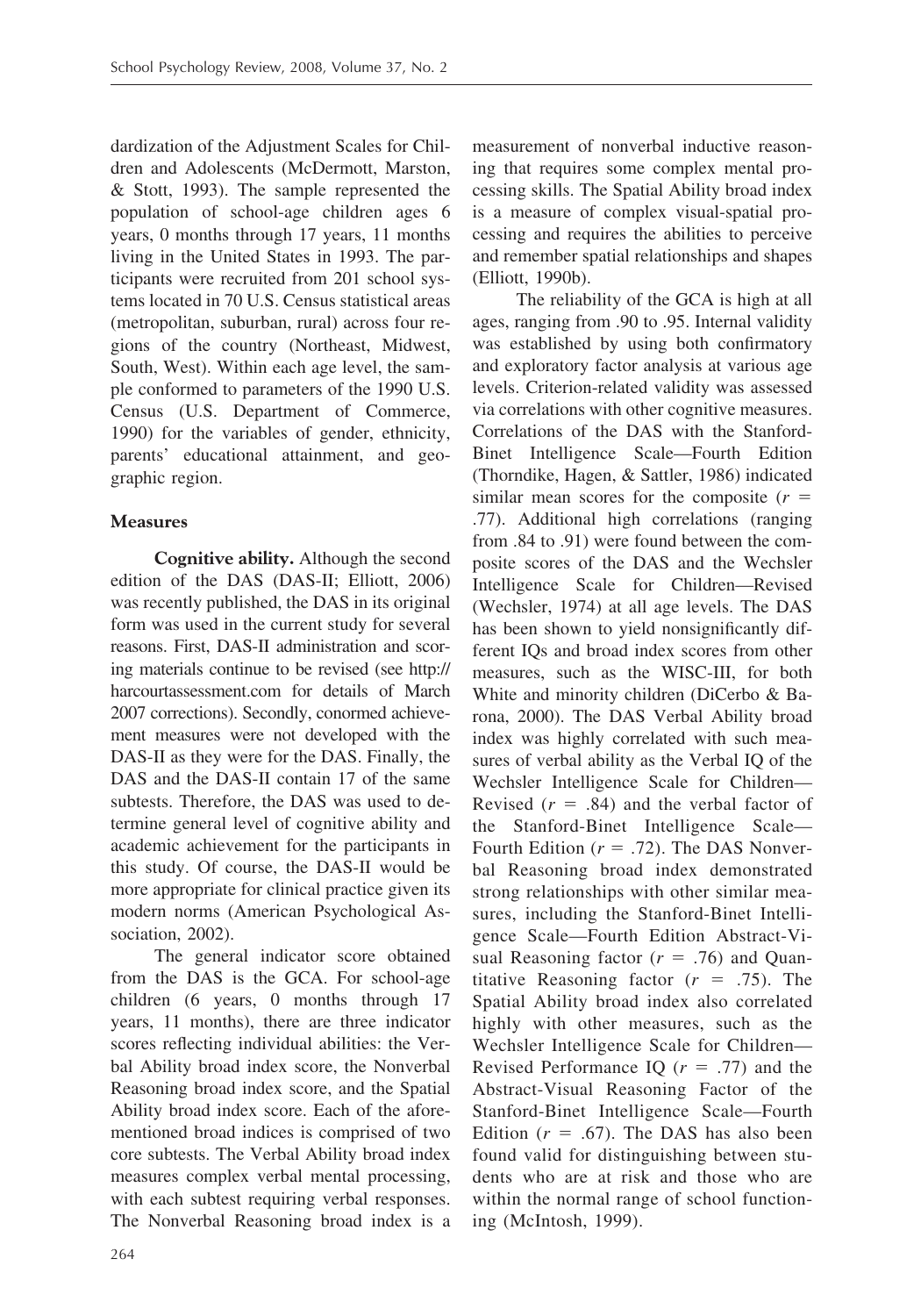dardization of the Adjustment Scales for Children and Adolescents (McDermott, Marston, & Stott, 1993). The sample represented the population of school-age children ages 6 years, 0 months through 17 years, 11 months living in the United States in 1993. The participants were recruited from 201 school systems located in 70 U.S. Census statistical areas (metropolitan, suburban, rural) across four regions of the country (Northeast, Midwest, South, West). Within each age level, the sample conformed to parameters of the 1990 U.S. Census (U.S. Department of Commerce, 1990) for the variables of gender, ethnicity, parents' educational attainment, and geographic region.

### Measures

**Cognitive ability.** Although the second edition of the DAS (DAS-II; Elliott, 2006) was recently published, the DAS in its original form was used in the current study for several reasons. First, DAS-II administration and scoring materials continue to be revised (see http://harcourtassessment.com for details of March 2007 corrections). Secondly, conormed achievement measures were not developed with the DAS-II as they were for the DAS. Finally, the DAS and the DAS-II contain 17 of the same subtests. Therefore, the DAS was used to determine general level of cognitive ability and academic achievement for the participants in this study. Of course, the DAS-II would be more appropriate for clinical practice given its modern norms (American Psychological Association, 2002).

The general indicator score obtained from the DAS is the GCA. For school-age children (6 years, 0 months through 17 years, 11 months), there are three indicator scores reflecting individual abilities: the Verbal Ability broad index score, the Nonverbal Reasoning broad index score, and the Spatial Ability broad index score. Each of the aforementioned broad indices is comprised of two core subtests. The Verbal Ability broad index measures complex verbal mental processing, with each subtest requiring verbal responses. The Nonverbal Reasoning broad index is a measurement of nonverbal inductive reasoning that requires some complex mental processing skills. The Spatial Ability broad index is a measure of complex visual-spatial processing and requires the abilities to perceive and remember spatial relationships and shapes (Elliott, 1990b).

The reliability of the GCA is high at all ages, ranging from .90 to .95. Internal validity was established by using both confirmatory and exploratory factor analysis at various age levels. Criterion-related validity was assessed via correlations with other cognitive measures. Correlations of the DAS with the Stanford-Binet Intelligence Scale—Fourth Edition (Thorndike, Hagen, & Sattler, 1986) indicated similar mean scores for the composite ($r = .77$). Additional high correlations (ranging from .84 to .91) were found between the composite scores of the DAS and the Wechsler Intelligence Scale for Children—Revised (Wechsler, 1974) at all age levels. The DAS has been shown to yield nonsignificantly different IQs and broad index scores from other measures, such as the WISC-III, for both White and minority children (DiCerbo & Barona, 2000). The DAS Verbal Ability broad index was highly correlated with such measures of verbal ability as the Verbal IQ of the Wechsler Intelligence Scale for Children—Revised ($r = .84$) and the verbal factor of the Stanford-Binet Intelligence Scale—Fourth Edition ($r = .72$). The DAS Nonverbal Reasoning broad index demonstrated strong relationships with other similar measures, including the Stanford-Binet Intelligence Scale—Fourth Edition Abstract-Visual Reasoning factor ($r = .76$) and Quantitative Reasoning factor ($r = .75$). The Spatial Ability broad index also correlated highly with other measures, such as the Wechsler Intelligence Scale for Children—Revised Performance IQ ($r = .77$) and the Abstract-Visual Reasoning Factor of the Stanford-Binet Intelligence Scale—Fourth Edition ($r = .67$). The DAS has also been found valid for distinguishing between students who are at risk and those who are within the normal range of school functioning (McIntosh, 1999).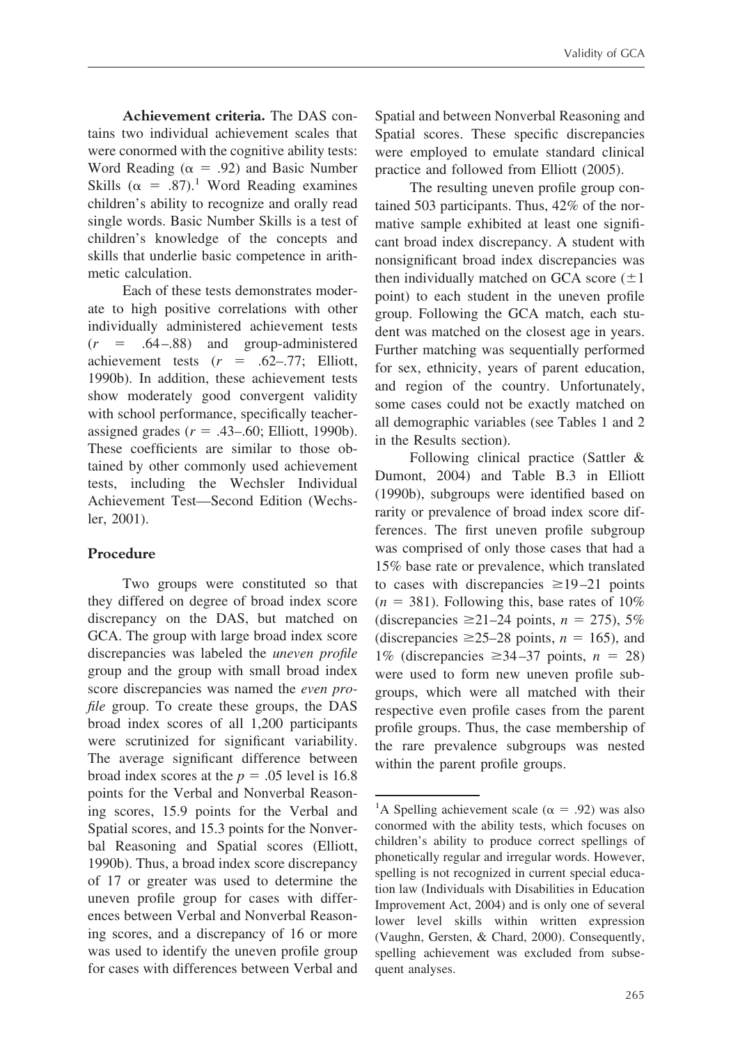**Achievement criteria.** The DAS contains two individual achievement scales that were conormed with the cognitive ability tests: Word Reading ($\alpha$ = .92) and Basic Number Skills ($\alpha$ = .87).[1] Word Reading examines children's ability to recognize and orally read single words. Basic Number Skills is a test of children's knowledge of the concepts and skills that underlie basic competence in arithmetic calculation.

Each of these tests demonstrates moderate to high positive correlations with other individually administered achievement tests ($r$ = .64–.88) and group-administered achievement tests ($r$ = .62–.77; Elliott, 1990b). In addition, these achievement tests show moderately good convergent validity with school performance, specifically teacher-assigned grades ($r$ = .43–.60; Elliott, 1990b). These coefficients are similar to those obtained by other commonly used achievement tests, including the Wechsler Individual Achievement Test—Second Edition (Wechsler, 2001).

## Procedure

Two groups were constituted so that they differed on degree of broad index score discrepancy on the DAS, but matched on GCA. The group with large broad index score discrepancies was labeled the *uneven profile* group and the group with small broad index score discrepancies was named the *even profile* group. To create these groups, the DAS broad index scores of all 1,200 participants were scrutinized for significant variability. The average significant difference between broad index scores at the $p$ = .05 level is 16.8 points for the Verbal and Nonverbal Reasoning scores, 15.9 points for the Verbal and Spatial scores, and 15.3 points for the Nonverbal Reasoning and Spatial scores (Elliott, 1990b). Thus, a broad index score discrepancy of 17 or greater was used to determine the uneven profile group for cases with differences between Verbal and Nonverbal Reasoning scores, and a discrepancy of 16 or more was used to identify the uneven profile group for cases with differences between Verbal and Spatial and between Nonverbal Reasoning and Spatial scores. These specific discrepancies were employed to emulate standard clinical practice and followed from Elliott (2005).

The resulting uneven profile group contained 503 participants. Thus, 42% of the normative sample exhibited at least one significant broad index discrepancy. A student with nonsignificant broad index discrepancies was then individually matched on GCA score ($\pm$1 point) to each student in the uneven profile group. Following the GCA match, each student was matched on the closest age in years. Further matching was sequentially performed for sex, ethnicity, years of parent education, and region of the country. Unfortunately, some cases could not be exactly matched on all demographic variables (see Tables 1 and 2 in the Results section).

Following clinical practice (Sattler & Dumont, 2004) and Table B.3 in Elliott (1990b), subgroups were identified based on rarity or prevalence of broad index score differences. The first uneven profile subgroup was comprised of only those cases that had a 15% base rate or prevalence, which translated to cases with discrepancies $\geq$19–21 points ($n$ = 381). Following this, base rates of 10% (discrepancies $\geq$21–24 points, $n$ = 275), 5% (discrepancies $\geq$25–28 points, $n$ = 165), and 1% (discrepancies $\geq$34–37 points, $n$ = 28) were used to form new uneven profile subgroups, which were all matched with their respective even profile cases from the parent profile groups. Thus, the case membership of the rare prevalence subgroups was nested within the parent profile groups.

---

[1]A Spelling achievement scale ($\alpha$ = .92) was also conormed with the ability tests, which focuses on children's ability to produce correct spellings of phonetically regular and irregular words. However, spelling is not recognized in current special education law (Individuals with Disabilities in Education Improvement Act, 2004) and is only one of several lower level skills within written expression (Vaughn, Gersten, & Chard, 2000). Consequently, spelling achievement was excluded from subsequent analyses.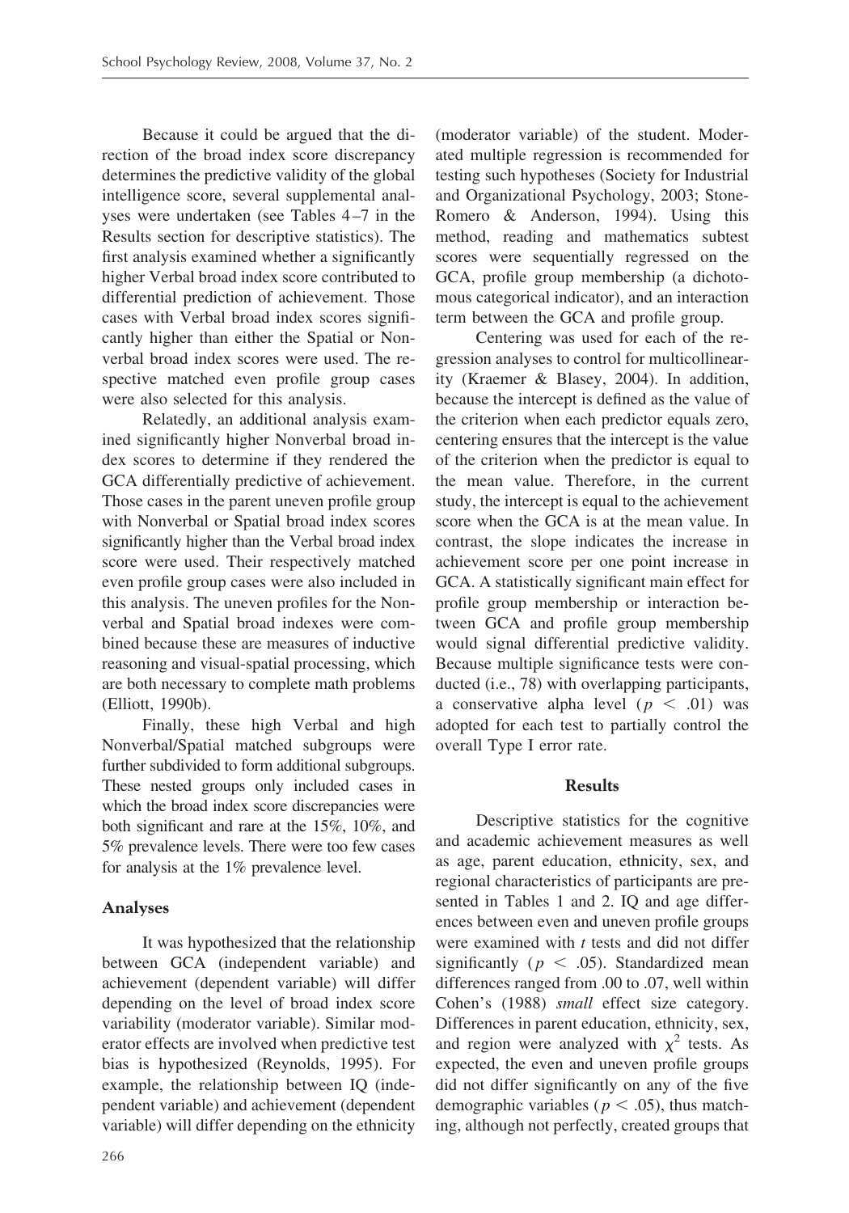Because it could be argued that the direction of the broad index score discrepancy determines the predictive validity of the global intelligence score, several supplemental analyses were undertaken (see Tables 4–7 in the Results section for descriptive statistics). The first analysis examined whether a significantly higher Verbal broad index score contributed to differential prediction of achievement. Those cases with Verbal broad index scores significantly higher than either the Spatial or Nonverbal broad index scores were used. The respective matched even profile group cases were also selected for this analysis.

Relatedly, an additional analysis examined significantly higher Nonverbal broad index scores to determine if they rendered the GCA differentially predictive of achievement. Those cases in the parent uneven profile group with Nonverbal or Spatial broad index scores significantly higher than the Verbal broad index score were used. Their respectively matched even profile group cases were also included in this analysis. The uneven profiles for the Nonverbal and Spatial broad indexes were combined because these are measures of inductive reasoning and visual-spatial processing, which are both necessary to complete math problems (Elliott, 1990b).

Finally, these high Verbal and high Nonverbal/Spatial matched subgroups were further subdivided to form additional subgroups. These nested groups only included cases in which the broad index score discrepancies were both significant and rare at the 15%, 10%, and 5% prevalence levels. There were too few cases for analysis at the 1% prevalence level.

### Analyses

It was hypothesized that the relationship between GCA (independent variable) and achievement (dependent variable) will differ depending on the level of broad index score variability (moderator variable). Similar moderator effects are involved when predictive test bias is hypothesized (Reynolds, 1995). For example, the relationship between IQ (independent variable) and achievement (dependent variable) will differ depending on the ethnicity (moderator variable) of the student. Moderated multiple regression is recommended for testing such hypotheses (Society for Industrial and Organizational Psychology, 2003; Stone-Romero & Anderson, 1994). Using this method, reading and mathematics subtest scores were sequentially regressed on the GCA, profile group membership (a dichotomous categorical indicator), and an interaction term between the GCA and profile group.

Centering was used for each of the regression analyses to control for multicollinearity (Kraemer & Blasey, 2004). In addition, because the intercept is defined as the value of the criterion when each predictor equals zero, centering ensures that the intercept is the value of the criterion when the predictor is equal to the mean value. Therefore, in the current study, the intercept is equal to the achievement score when the GCA is at the mean value. In contrast, the slope indicates the increase in achievement score per one point increase in GCA. A statistically significant main effect for profile group membership or interaction between GCA and profile group membership would signal differential predictive validity. Because multiple significance tests were conducted (i.e., 78) with overlapping participants, a conservative alpha level ($p < .01$) was adopted for each test to partially control the overall Type I error rate.

## Results

Descriptive statistics for the cognitive and academic achievement measures as well as age, parent education, ethnicity, sex, and regional characteristics of participants are presented in Tables 1 and 2. IQ and age differences between even and uneven profile groups were examined with *t* tests and did not differ significantly ($p < .05$). Standardized mean differences ranged from .00 to .07, well within Cohen's (1988) *small* effect size category. Differences in parent education, ethnicity, sex, and region were analyzed with $\chi^2$ tests. As expected, the even and uneven profile groups did not differ significantly on any of the five demographic variables ($p < .05$), thus matching, although not perfectly, created groups that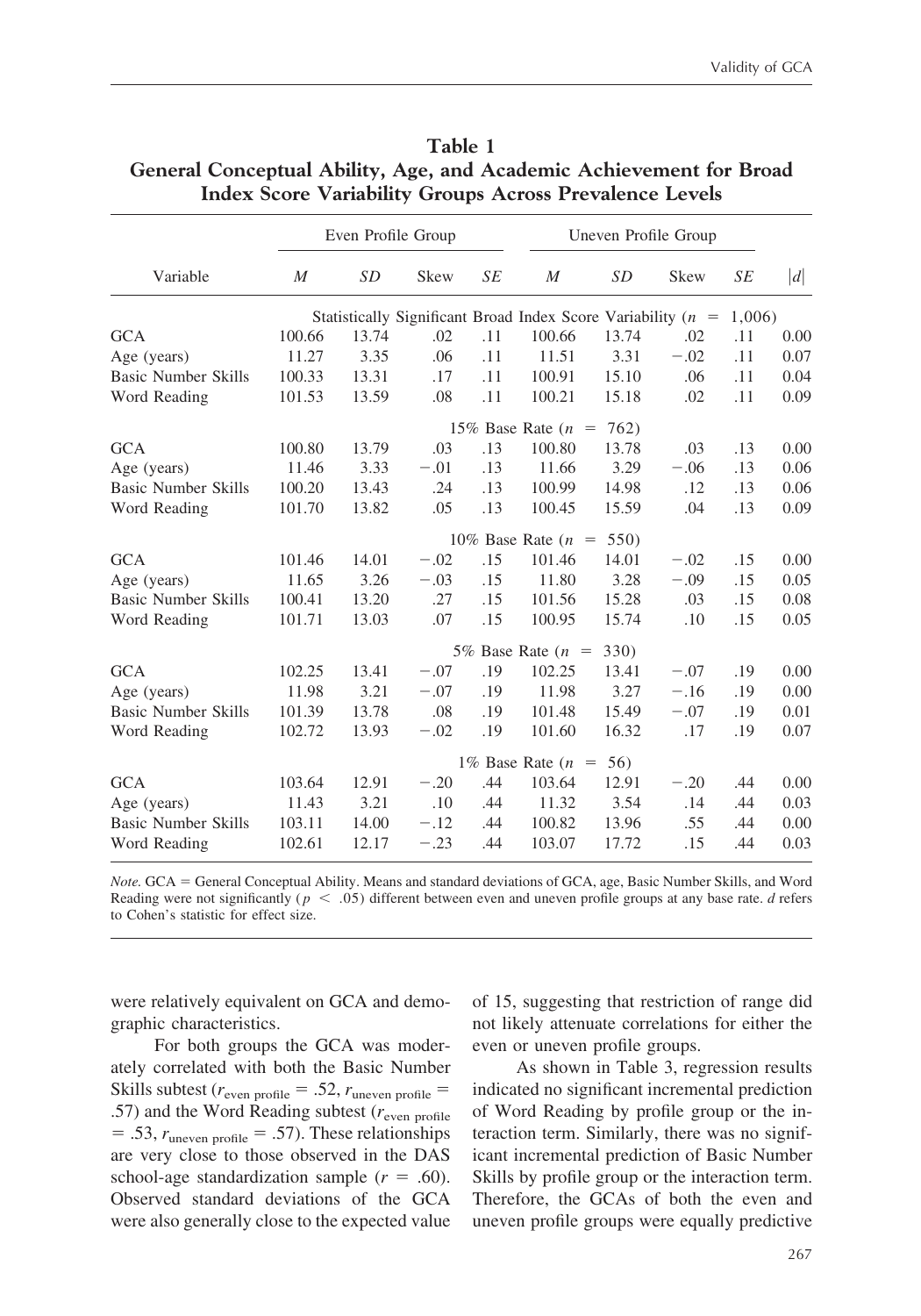**Table 1**
**General Conceptual Ability, Age, and Academic Achievement for Broad Index Score Variability Groups Across Prevalence Levels**

| Variable | Even Profile Group | | | | Uneven Profile Group | | | | |
|---|---|---|---|---|---|---|---|---|---|
| | *M* | *SD* | Skew | *SE* | *M* | *SD* | Skew | *SE* | $\|d\|$ |
| | Statistically Significant Broad Index Score Variability ($n$ = 1,006) | | | | | | | | |
| GCA | 100.66 | 13.74 | .02 | .11 | 100.66 | 13.74 | .02 | .11 | 0.00 |
| Age (years) | 11.27 | 3.35 | .06 | .11 | 11.51 | 3.31 | −.02 | .11 | 0.07 |
| Basic Number Skills | 100.33 | 13.31 | .17 | .11 | 100.91 | 15.10 | .06 | .11 | 0.04 |
| Word Reading | 101.53 | 13.59 | .08 | .11 | 100.21 | 15.18 | .02 | .11 | 0.09 |
| | 15% Base Rate ($n$ = 762) | | | | | | | | |
| GCA | 100.80 | 13.79 | .03 | .13 | 100.80 | 13.78 | .03 | .13 | 0.00 |
| Age (years) | 11.46 | 3.33 | −.01 | .13 | 11.66 | 3.29 | −.06 | .13 | 0.06 |
| Basic Number Skills | 100.20 | 13.43 | .24 | .13 | 100.99 | 14.98 | .12 | .13 | 0.06 |
| Word Reading | 101.70 | 13.82 | .05 | .13 | 100.45 | 15.59 | .04 | .13 | 0.09 |
| | 10% Base Rate ($n$ = 550) | | | | | | | | |
| GCA | 101.46 | 14.01 | −.02 | .15 | 101.46 | 14.01 | −.02 | .15 | 0.00 |
| Age (years) | 11.65 | 3.26 | −.03 | .15 | 11.80 | 3.28 | −.09 | .15 | 0.05 |
| Basic Number Skills | 100.41 | 13.20 | .27 | .15 | 101.56 | 15.28 | .03 | .15 | 0.08 |
| Word Reading | 101.71 | 13.03 | .07 | .15 | 100.95 | 15.74 | .10 | .15 | 0.05 |
| | 5% Base Rate ($n$ = 330) | | | | | | | | |
| GCA | 102.25 | 13.41 | −.07 | .19 | 102.25 | 13.41 | −.07 | .19 | 0.00 |
| Age (years) | 11.98 | 3.21 | −.07 | .19 | 11.98 | 3.27 | −.16 | .19 | 0.00 |
| Basic Number Skills | 101.39 | 13.78 | .08 | .19 | 101.48 | 15.49 | −.07 | .19 | 0.01 |
| Word Reading | 102.72 | 13.93 | −.02 | .19 | 101.60 | 16.32 | .17 | .19 | 0.07 |
| | 1% Base Rate ($n$ = 56) | | | | | | | | |
| GCA | 103.64 | 12.91 | −.20 | .44 | 103.64 | 12.91 | −.20 | .44 | 0.00 |
| Age (years) | 11.43 | 3.21 | .10 | .44 | 11.32 | 3.54 | .14 | .44 | 0.03 |
| Basic Number Skills | 103.11 | 14.00 | −.12 | .44 | 100.82 | 13.96 | .55 | .44 | 0.00 |
| Word Reading | 102.61 | 12.17 | −.23 | .44 | 103.07 | 17.72 | .15 | .44 | 0.03 |

*Note.* GCA = General Conceptual Ability. Means and standard deviations of GCA, age, Basic Number Skills, and Word Reading were not significantly ($p$ < .05) different between even and uneven profile groups at any base rate. *d* refers to Cohen's statistic for effect size.

were relatively equivalent on GCA and demographic characteristics.

For both groups the GCA was moderately correlated with both the Basic Number Skills subtest ($r_{\text{even profile}}$ = .52, $r_{\text{uneven profile}}$ = .57) and the Word Reading subtest ($r_{\text{even profile}}$ = .53, $r_{\text{uneven profile}}$ = .57). These relationships are very close to those observed in the DAS school-age standardization sample ($r$ = .60). Observed standard deviations of the GCA were also generally close to the expected value of 15, suggesting that restriction of range did not likely attenuate correlations for either the even or uneven profile groups.

As shown in Table 3, regression results indicated no significant incremental prediction of Word Reading by profile group or the interaction term. Similarly, there was no significant incremental prediction of Basic Number Skills by profile group or the interaction term. Therefore, the GCAs of both the even and uneven profile groups were equally predictive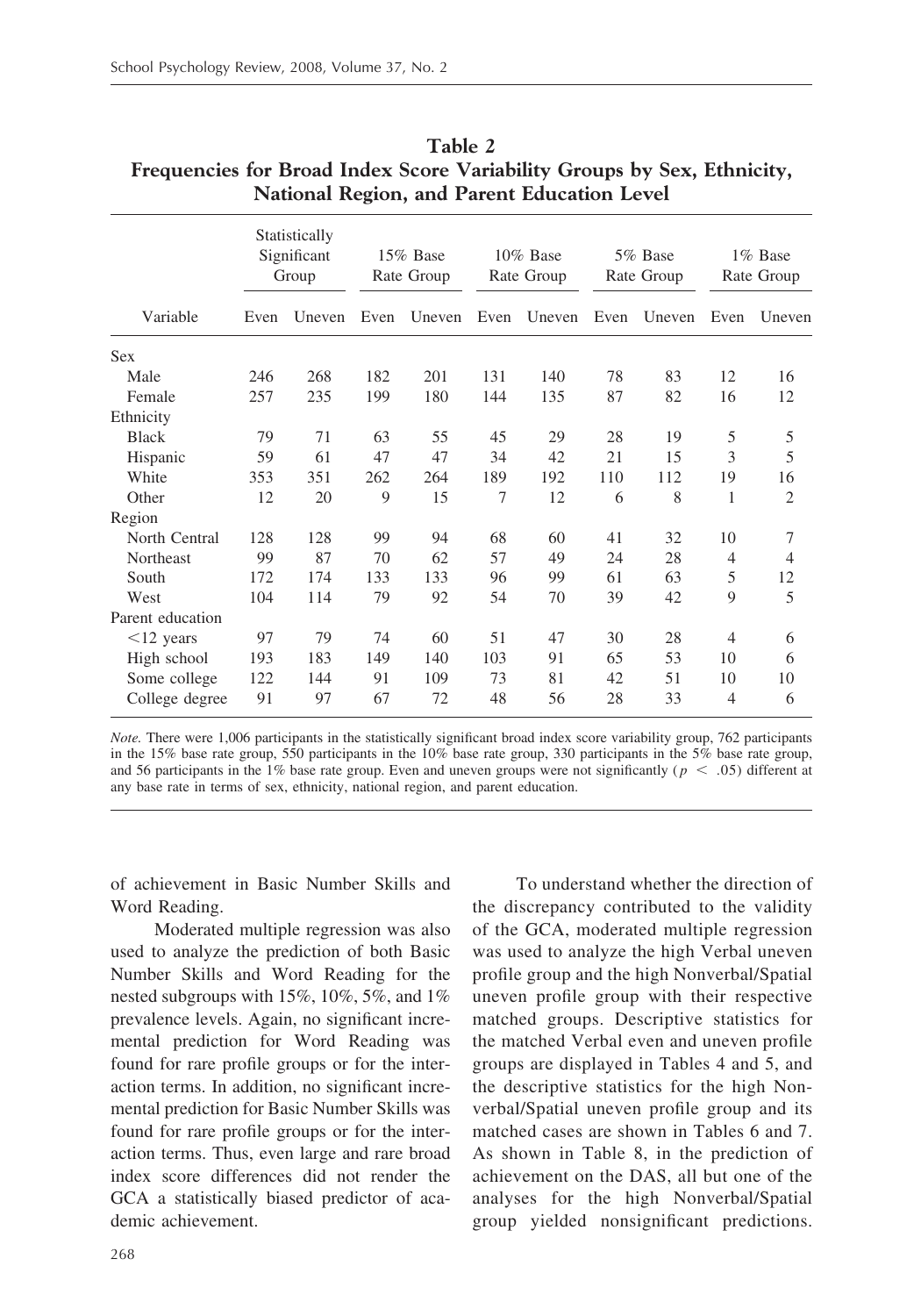**Table 2**
**Frequencies for Broad Index Score Variability Groups by Sex, Ethnicity, National Region, and Parent Education Level**

| Variable | Statistically Significant Group | | 15% Base Rate Group | | 10% Base Rate Group | | 5% Base Rate Group | | 1% Base Rate Group | |
|---|---|---|---|---|---|---|---|---|---|---|
| | Even | Uneven | Even | Uneven | Even | Uneven | Even | Uneven | Even | Uneven |
| Sex | | | | | | | | | | |
| Male | 246 | 268 | 182 | 201 | 131 | 140 | 78 | 83 | 12 | 16 |
| Female | 257 | 235 | 199 | 180 | 144 | 135 | 87 | 82 | 16 | 12 |
| Ethnicity | | | | | | | | | | |
| Black | 79 | 71 | 63 | 55 | 45 | 29 | 28 | 19 | 5 | 5 |
| Hispanic | 59 | 61 | 47 | 47 | 34 | 42 | 21 | 15 | 3 | 5 |
| White | 353 | 351 | 262 | 264 | 189 | 192 | 110 | 112 | 19 | 16 |
| Other | 12 | 20 | 9 | 15 | 7 | 12 | 6 | 8 | 1 | 2 |
| Region | | | | | | | | | | |
| North Central | 128 | 128 | 99 | 94 | 68 | 60 | 41 | 32 | 10 | 7 |
| Northeast | 99 | 87 | 70 | 62 | 57 | 49 | 24 | 28 | 4 | 4 |
| South | 172 | 174 | 133 | 133 | 96 | 99 | 61 | 63 | 5 | 12 |
| West | 104 | 114 | 79 | 92 | 54 | 70 | 39 | 42 | 9 | 5 |
| Parent education | | | | | | | | | | |
| <12 years | 97 | 79 | 74 | 60 | 51 | 47 | 30 | 28 | 4 | 6 |
| High school | 193 | 183 | 149 | 140 | 103 | 91 | 65 | 53 | 10 | 6 |
| Some college | 122 | 144 | 91 | 109 | 73 | 81 | 42 | 51 | 10 | 10 |
| College degree | 91 | 97 | 67 | 72 | 48 | 56 | 28 | 33 | 4 | 6 |

*Note.* There were 1,006 participants in the statistically significant broad index score variability group, 762 participants in the 15% base rate group, 550 participants in the 10% base rate group, 330 participants in the 5% base rate group, and 56 participants in the 1% base rate group. Even and uneven groups were not significantly ($p < .05$) different at any base rate in terms of sex, ethnicity, national region, and parent education.

of achievement in Basic Number Skills and Word Reading.

Moderated multiple regression was also used to analyze the prediction of both Basic Number Skills and Word Reading for the nested subgroups with 15%, 10%, 5%, and 1% prevalence levels. Again, no significant incremental prediction for Word Reading was found for rare profile groups or for the interaction terms. In addition, no significant incremental prediction for Basic Number Skills was found for rare profile groups or for the interaction terms. Thus, even large and rare broad index score differences did not render the GCA a statistically biased predictor of academic achievement.

To understand whether the direction of the discrepancy contributed to the validity of the GCA, moderated multiple regression was used to analyze the high Verbal uneven profile group and the high Nonverbal/Spatial uneven profile group with their respective matched groups. Descriptive statistics for the matched Verbal even and uneven profile groups are displayed in Tables 4 and 5, and the descriptive statistics for the high Nonverbal/Spatial uneven profile group and its matched cases are shown in Tables 6 and 7. As shown in Table 8, in the prediction of achievement on the DAS, all but one of the analyses for the high Nonverbal/Spatial group yielded nonsignificant predictions.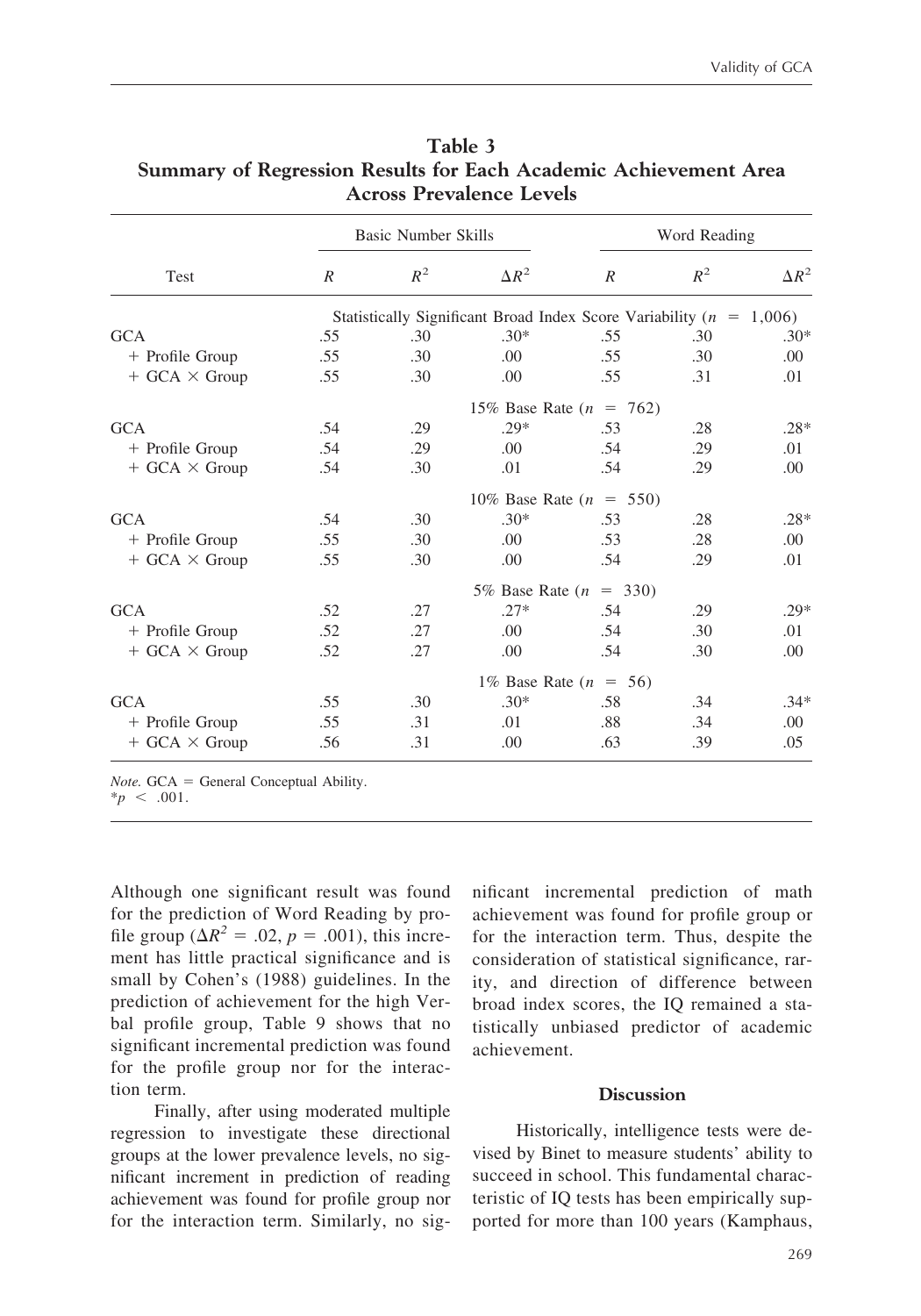**Table 3**
**Summary of Regression Results for Each Academic Achievement Area Across Prevalence Levels**

| Test | Basic Number Skills | | | Word Reading | | |
|---|---|---|---|---|---|---|
| | $R$ | $R^2$ | $\Delta R^2$ | $R$ | $R^2$ | $\Delta R^2$ |
| | Statistically Significant Broad Index Score Variability ($n$ = 1,006) | | | | | |
| GCA | .55 | .30 | .30* | .55 | .30 | .30* |
| + Profile Group | .55 | .30 | .00 | .55 | .30 | .00 |
| + GCA × Group | .55 | .30 | .00 | .55 | .31 | .01 |
| | 15% Base Rate ($n$ = 762) | | | | | |
| GCA | .54 | .29 | .29* | .53 | .28 | .28* |
| + Profile Group | .54 | .29 | .00 | .54 | .29 | .01 |
| + GCA × Group | .54 | .30 | .01 | .54 | .29 | .00 |
| | 10% Base Rate ($n$ = 550) | | | | | |
| GCA | .54 | .30 | .30* | .53 | .28 | .28* |
| + Profile Group | .55 | .30 | .00 | .53 | .28 | .00 |
| + GCA × Group | .55 | .30 | .00 | .54 | .29 | .01 |
| | 5% Base Rate ($n$ = 330) | | | | | |
| GCA | .52 | .27 | .27* | .54 | .29 | .29* |
| + Profile Group | .52 | .27 | .00 | .54 | .30 | .01 |
| + GCA × Group | .52 | .27 | .00 | .54 | .30 | .00 |
| | 1% Base Rate ($n$ = 56) | | | | | |
| GCA | .55 | .30 | .30* | .58 | .34 | .34* |
| + Profile Group | .55 | .31 | .01 | .88 | .34 | .00 |
| + GCA × Group | .56 | .31 | .00 | .63 | .39 | .05 |

*Note.* GCA = General Conceptual Ability.
*$p < .001$.

Although one significant result was found for the prediction of Word Reading by profile group ($\Delta R^2 = .02$, $p = .001$), this increment has little practical significance and is small by Cohen's (1988) guidelines. In the prediction of achievement for the high Verbal profile group, Table 9 shows that no significant incremental prediction was found for the profile group nor for the interaction term.

Finally, after using moderated multiple regression to investigate these directional groups at the lower prevalence levels, no significant increment in prediction of reading achievement was found for profile group nor for the interaction term. Similarly, no significant incremental prediction of math achievement was found for profile group or for the interaction term. Thus, despite the consideration of statistical significance, rarity, and direction of difference between broad index scores, the IQ remained a statistically unbiased predictor of academic achievement.

## Discussion

Historically, intelligence tests were devised by Binet to measure students' ability to succeed in school. This fundamental characteristic of IQ tests has been empirically supported for more than 100 years (Kamphaus,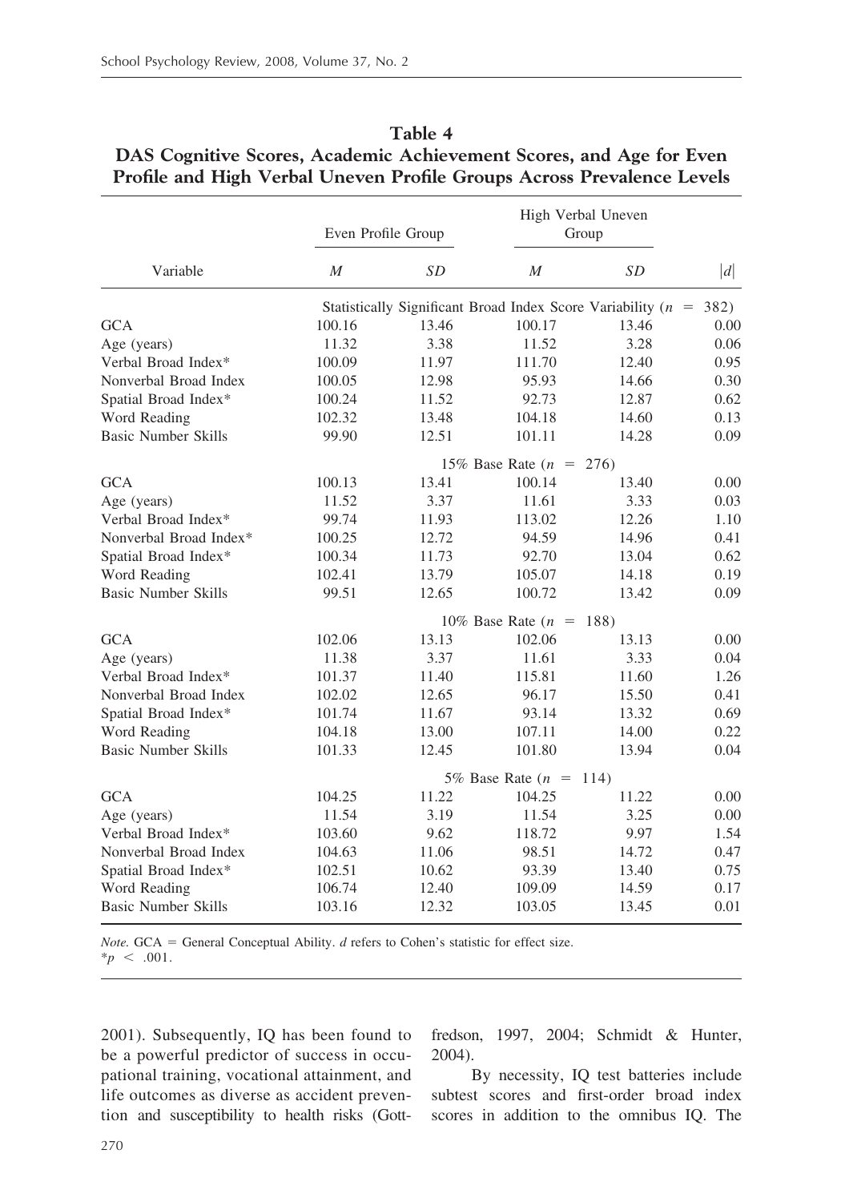**Table 4**
**DAS Cognitive Scores, Academic Achievement Scores, and Age for Even Profile and High Verbal Uneven Profile Groups Across Prevalence Levels**

| Variable | Even Profile Group | | High Verbal Uneven Group | | |
|---|---|---|---|---|---|
| | *M* | *SD* | *M* | *SD* | \|*d*\| |
| Statistically Significant Broad Index Score Variability ($n$ = 382) | | | | | |
| GCA | 100.16 | 13.46 | 100.17 | 13.46 | 0.00 |
| Age (years) | 11.32 | 3.38 | 11.52 | 3.28 | 0.06 |
| Verbal Broad Index* | 100.09 | 11.97 | 111.70 | 12.40 | 0.95 |
| Nonverbal Broad Index | 100.05 | 12.98 | 95.93 | 14.66 | 0.30 |
| Spatial Broad Index* | 100.24 | 11.52 | 92.73 | 12.87 | 0.62 |
| Word Reading | 102.32 | 13.48 | 104.18 | 14.60 | 0.13 |
| Basic Number Skills | 99.90 | 12.51 | 101.11 | 14.28 | 0.09 |
| 15% Base Rate ($n$ = 276) | | | | | |
| GCA | 100.13 | 13.41 | 100.14 | 13.40 | 0.00 |
| Age (years) | 11.52 | 3.37 | 11.61 | 3.33 | 0.03 |
| Verbal Broad Index* | 99.74 | 11.93 | 113.02 | 12.26 | 1.10 |
| Nonverbal Broad Index* | 100.25 | 12.72 | 94.59 | 14.96 | 0.41 |
| Spatial Broad Index* | 100.34 | 11.73 | 92.70 | 13.04 | 0.62 |
| Word Reading | 102.41 | 13.79 | 105.07 | 14.18 | 0.19 |
| Basic Number Skills | 99.51 | 12.65 | 100.72 | 13.42 | 0.09 |
| 10% Base Rate ($n$ = 188) | | | | | |
| GCA | 102.06 | 13.13 | 102.06 | 13.13 | 0.00 |
| Age (years) | 11.38 | 3.37 | 11.61 | 3.33 | 0.04 |
| Verbal Broad Index* | 101.37 | 11.40 | 115.81 | 11.60 | 1.26 |
| Nonverbal Broad Index | 102.02 | 12.65 | 96.17 | 15.50 | 0.41 |
| Spatial Broad Index* | 101.74 | 11.67 | 93.14 | 13.32 | 0.69 |
| Word Reading | 104.18 | 13.00 | 107.11 | 14.00 | 0.22 |
| Basic Number Skills | 101.33 | 12.45 | 101.80 | 13.94 | 0.04 |
| 5% Base Rate ($n$ = 114) | | | | | |
| GCA | 104.25 | 11.22 | 104.25 | 11.22 | 0.00 |
| Age (years) | 11.54 | 3.19 | 11.54 | 3.25 | 0.00 |
| Verbal Broad Index* | 103.60 | 9.62 | 118.72 | 9.97 | 1.54 |
| Nonverbal Broad Index | 104.63 | 11.06 | 98.51 | 14.72 | 0.47 |
| Spatial Broad Index* | 102.51 | 10.62 | 93.39 | 13.40 | 0.75 |
| Word Reading | 106.74 | 12.40 | 109.09 | 14.59 | 0.17 |
| Basic Number Skills | 103.16 | 12.32 | 103.05 | 13.45 | 0.01 |

*Note.* GCA = General Conceptual Ability. *d* refers to Cohen's statistic for effect size.
*$p < .001$.

2001). Subsequently, IQ has been found to be a powerful predictor of success in occupational training, vocational attainment, and life outcomes as diverse as accident prevention and susceptibility to health risks (Gottfredson, 1997, 2004; Schmidt & Hunter, 2004).

By necessity, IQ test batteries include subtest scores and first-order broad index scores in addition to the omnibus IQ. The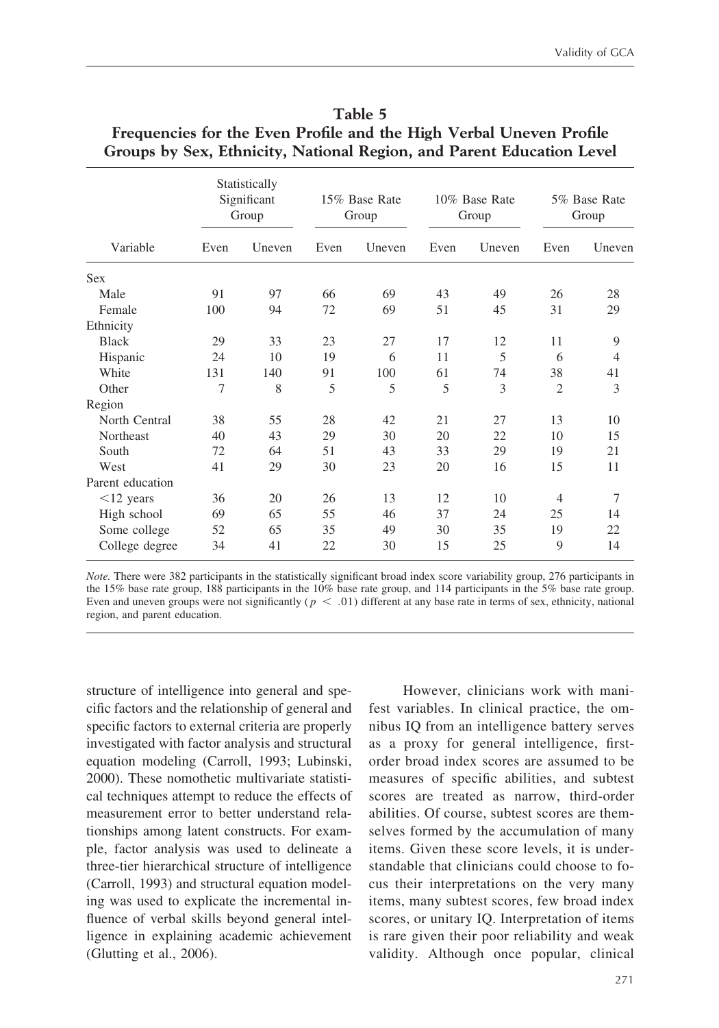**Table 5**
**Frequencies for the Even Profile and the High Verbal Uneven Profile Groups by Sex, Ethnicity, National Region, and Parent Education Level**

| Variable | Statistically Significant Group | | 15% Base Rate Group | | 10% Base Rate Group | | 5% Base Rate Group | |
|---|---|---|---|---|---|---|---|---|
| | Even | Uneven | Even | Uneven | Even | Uneven | Even | Uneven |
| Sex | | | | | | | | |
| Male | 91 | 97 | 66 | 69 | 43 | 49 | 26 | 28 |
| Female | 100 | 94 | 72 | 69 | 51 | 45 | 31 | 29 |
| Ethnicity | | | | | | | | |
| Black | 29 | 33 | 23 | 27 | 17 | 12 | 11 | 9 |
| Hispanic | 24 | 10 | 19 | 6 | 11 | 5 | 6 | 4 |
| White | 131 | 140 | 91 | 100 | 61 | 74 | 38 | 41 |
| Other | 7 | 8 | 5 | 5 | 5 | 3 | 2 | 3 |
| Region | | | | | | | | |
| North Central | 38 | 55 | 28 | 42 | 21 | 27 | 13 | 10 |
| Northeast | 40 | 43 | 29 | 30 | 20 | 22 | 10 | 15 |
| South | 72 | 64 | 51 | 43 | 33 | 29 | 19 | 21 |
| West | 41 | 29 | 30 | 23 | 20 | 16 | 15 | 11 |
| Parent education | | | | | | | | |
| <12 years | 36 | 20 | 26 | 13 | 12 | 10 | 4 | 7 |
| High school | 69 | 65 | 55 | 46 | 37 | 24 | 25 | 14 |
| Some college | 52 | 65 | 35 | 49 | 30 | 35 | 19 | 22 |
| College degree | 34 | 41 | 22 | 30 | 15 | 25 | 9 | 14 |

*Note.* There were 382 participants in the statistically significant broad index score variability group, 276 participants in the 15% base rate group, 188 participants in the 10% base rate group, and 114 participants in the 5% base rate group. Even and uneven groups were not significantly ($p < .01$) different at any base rate in terms of sex, ethnicity, national region, and parent education.

structure of intelligence into general and specific factors and the relationship of general and specific factors to external criteria are properly investigated with factor analysis and structural equation modeling (Carroll, 1993; Lubinski, 2000). These nomothetic multivariate statistical techniques attempt to reduce the effects of measurement error to better understand relationships among latent constructs. For example, factor analysis was used to delineate a three-tier hierarchical structure of intelligence (Carroll, 1993) and structural equation modeling was used to explicate the incremental influence of verbal skills beyond general intelligence in explaining academic achievement (Glutting et al., 2006).

However, clinicians work with manifest variables. In clinical practice, the omnibus IQ from an intelligence battery serves as a proxy for general intelligence, first-order broad index scores are assumed to be measures of specific abilities, and subtest scores are treated as narrow, third-order abilities. Of course, subtest scores are themselves formed by the accumulation of many items. Given these score levels, it is understandable that clinicians could choose to focus their interpretations on the very many items, many subtest scores, few broad index scores, or unitary IQ. Interpretation of items is rare given their poor reliability and weak validity. Although once popular, clinical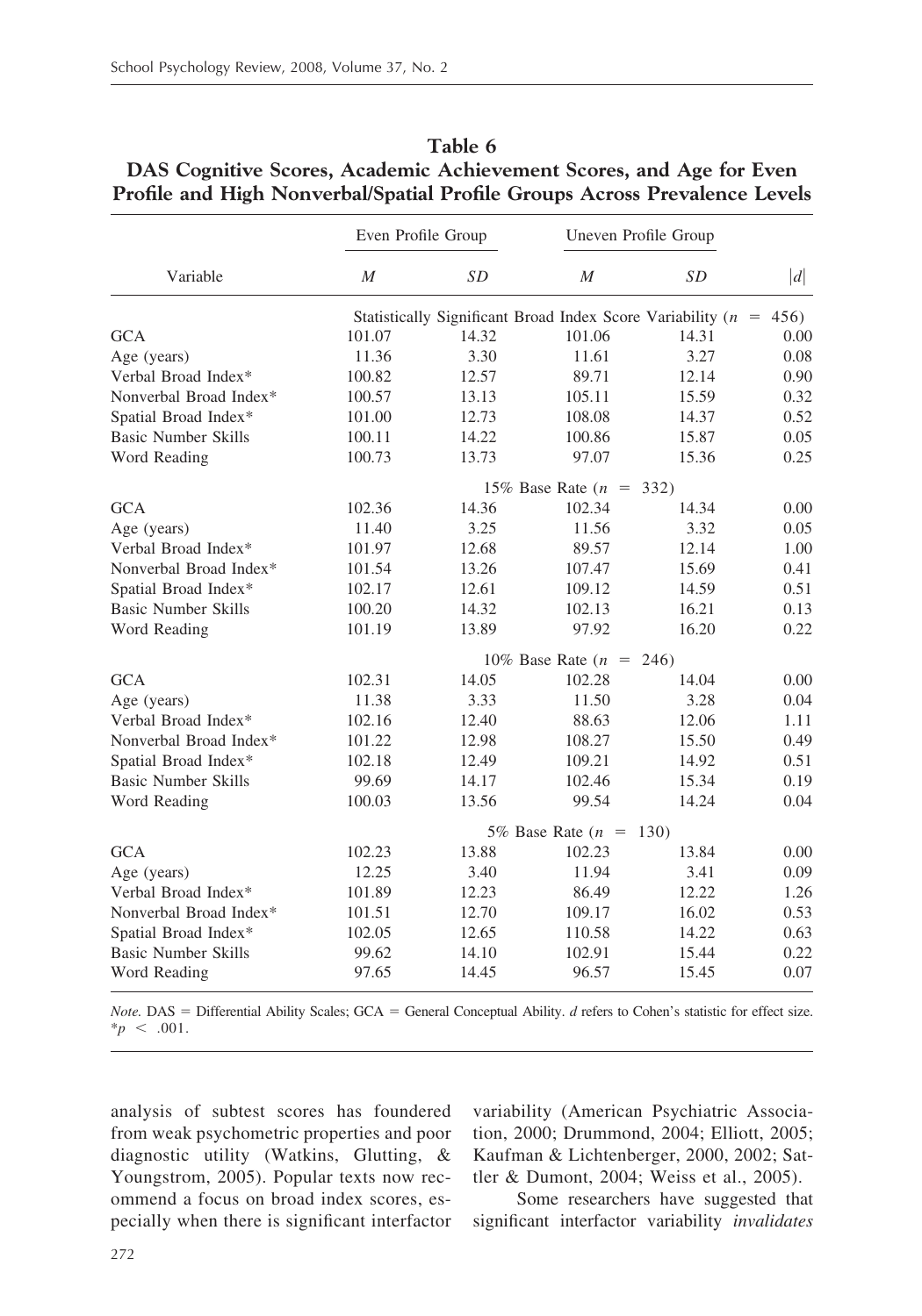**Table 6**
**DAS Cognitive Scores, Academic Achievement Scores, and Age for Even Profile and High Nonverbal/Spatial Profile Groups Across Prevalence Levels**

| Variable | Even Profile Group | | Uneven Profile Group | | $\lvert d \rvert$ |
|---|---|---|---|---|---|
| | *M* | *SD* | *M* | *SD* | |
| | Statistically Significant Broad Index Score Variability ($n$ = 456) | | | | |
| GCA | 101.07 | 14.32 | 101.06 | 14.31 | 0.00 |
| Age (years) | 11.36 | 3.30 | 11.61 | 3.27 | 0.08 |
| Verbal Broad Index* | 100.82 | 12.57 | 89.71 | 12.14 | 0.90 |
| Nonverbal Broad Index* | 100.57 | 13.13 | 105.11 | 15.59 | 0.32 |
| Spatial Broad Index* | 101.00 | 12.73 | 108.08 | 14.37 | 0.52 |
| Basic Number Skills | 100.11 | 14.22 | 100.86 | 15.87 | 0.05 |
| Word Reading | 100.73 | 13.73 | 97.07 | 15.36 | 0.25 |
| | 15% Base Rate ($n$ = 332) | | | | |
| GCA | 102.36 | 14.36 | 102.34 | 14.34 | 0.00 |
| Age (years) | 11.40 | 3.25 | 11.56 | 3.32 | 0.05 |
| Verbal Broad Index* | 101.97 | 12.68 | 89.57 | 12.14 | 1.00 |
| Nonverbal Broad Index* | 101.54 | 13.26 | 107.47 | 15.69 | 0.41 |
| Spatial Broad Index* | 102.17 | 12.61 | 109.12 | 14.59 | 0.51 |
| Basic Number Skills | 100.20 | 14.32 | 102.13 | 16.21 | 0.13 |
| Word Reading | 101.19 | 13.89 | 97.92 | 16.20 | 0.22 |
| | 10% Base Rate ($n$ = 246) | | | | |
| GCA | 102.31 | 14.05 | 102.28 | 14.04 | 0.00 |
| Age (years) | 11.38 | 3.33 | 11.50 | 3.28 | 0.04 |
| Verbal Broad Index* | 102.16 | 12.40 | 88.63 | 12.06 | 1.11 |
| Nonverbal Broad Index* | 101.22 | 12.98 | 108.27 | 15.50 | 0.49 |
| Spatial Broad Index* | 102.18 | 12.49 | 109.21 | 14.92 | 0.51 |
| Basic Number Skills | 99.69 | 14.17 | 102.46 | 15.34 | 0.19 |
| Word Reading | 100.03 | 13.56 | 99.54 | 14.24 | 0.04 |
| | 5% Base Rate ($n$ = 130) | | | | |
| GCA | 102.23 | 13.88 | 102.23 | 13.84 | 0.00 |
| Age (years) | 12.25 | 3.40 | 11.94 | 3.41 | 0.09 |
| Verbal Broad Index* | 101.89 | 12.23 | 86.49 | 12.22 | 1.26 |
| Nonverbal Broad Index* | 101.51 | 12.70 | 109.17 | 16.02 | 0.53 |
| Spatial Broad Index* | 102.05 | 12.65 | 110.58 | 14.22 | 0.63 |
| Basic Number Skills | 99.62 | 14.10 | 102.91 | 15.44 | 0.22 |
| Word Reading | 97.65 | 14.45 | 96.57 | 15.45 | 0.07 |

*Note.* DAS = Differential Ability Scales; GCA = General Conceptual Ability. *d* refers to Cohen's statistic for effect size. *$p$ < .001.

analysis of subtest scores has foundered from weak psychometric properties and poor diagnostic utility (Watkins, Glutting, & Youngstrom, 2005). Popular texts now recommend a focus on broad index scores, especially when there is significant interfactor variability (American Psychiatric Association, 2000; Drummond, 2004; Elliott, 2005; Kaufman & Lichtenberger, 2000, 2002; Sattler & Dumont, 2004; Weiss et al., 2005).

Some researchers have suggested that significant interfactor variability *invalidates*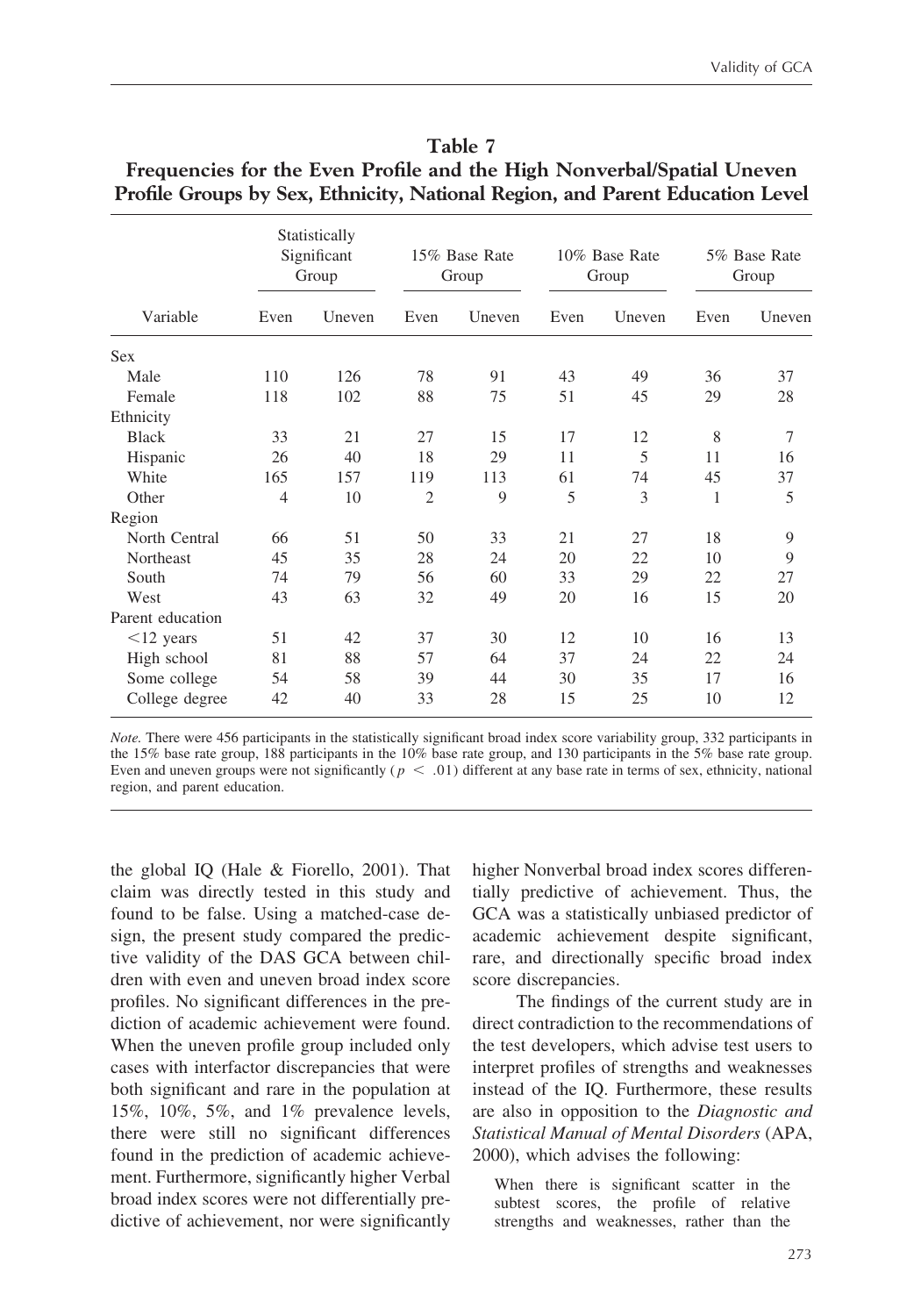**Table 7**
**Frequencies for the Even Profile and the High Nonverbal/Spatial Uneven Profile Groups by Sex, Ethnicity, National Region, and Parent Education Level**

| Variable | Statistically Significant Group | | 15% Base Rate Group | | 10% Base Rate Group | | 5% Base Rate Group | |
|---|---|---|---|---|---|---|---|---|
| | Even | Uneven | Even | Uneven | Even | Uneven | Even | Uneven |
| Sex | | | | | | | | |
| Male | 110 | 126 | 78 | 91 | 43 | 49 | 36 | 37 |
| Female | 118 | 102 | 88 | 75 | 51 | 45 | 29 | 28 |
| Ethnicity | | | | | | | | |
| Black | 33 | 21 | 27 | 15 | 17 | 12 | 8 | 7 |
| Hispanic | 26 | 40 | 18 | 29 | 11 | 5 | 11 | 16 |
| White | 165 | 157 | 119 | 113 | 61 | 74 | 45 | 37 |
| Other | 4 | 10 | 2 | 9 | 5 | 3 | 1 | 5 |
| Region | | | | | | | | |
| North Central | 66 | 51 | 50 | 33 | 21 | 27 | 18 | 9 |
| Northeast | 45 | 35 | 28 | 24 | 20 | 22 | 10 | 9 |
| South | 74 | 79 | 56 | 60 | 33 | 29 | 22 | 27 |
| West | 43 | 63 | 32 | 49 | 20 | 16 | 15 | 20 |
| Parent education | | | | | | | | |
| <12 years | 51 | 42 | 37 | 30 | 12 | 10 | 16 | 13 |
| High school | 81 | 88 | 57 | 64 | 37 | 24 | 22 | 24 |
| Some college | 54 | 58 | 39 | 44 | 30 | 35 | 17 | 16 |
| College degree | 42 | 40 | 33 | 28 | 15 | 25 | 10 | 12 |

*Note.* There were 456 participants in the statistically significant broad index score variability group, 332 participants in the 15% base rate group, 188 participants in the 10% base rate group, and 130 participants in the 5% base rate group. Even and uneven groups were not significantly ($p < .01$) different at any base rate in terms of sex, ethnicity, national region, and parent education.

the global IQ (Hale & Fiorello, 2001). That claim was directly tested in this study and found to be false. Using a matched-case design, the present study compared the predictive validity of the DAS GCA between children with even and uneven broad index score profiles. No significant differences in the prediction of academic achievement were found. When the uneven profile group included only cases with interfactor discrepancies that were both significant and rare in the population at 15%, 10%, 5%, and 1% prevalence levels, there were still no significant differences found in the prediction of academic achievement. Furthermore, significantly higher Verbal broad index scores were not differentially predictive of achievement, nor were significantly higher Nonverbal broad index scores differentially predictive of achievement. Thus, the GCA was a statistically unbiased predictor of academic achievement despite significant, rare, and directionally specific broad index score discrepancies.

The findings of the current study are in direct contradiction to the recommendations of the test developers, which advise test users to interpret profiles of strengths and weaknesses instead of the IQ. Furthermore, these results are also in opposition to the *Diagnostic and Statistical Manual of Mental Disorders* (APA, 2000), which advises the following:

> When there is significant scatter in the subtest scores, the profile of relative strengths and weaknesses, rather than the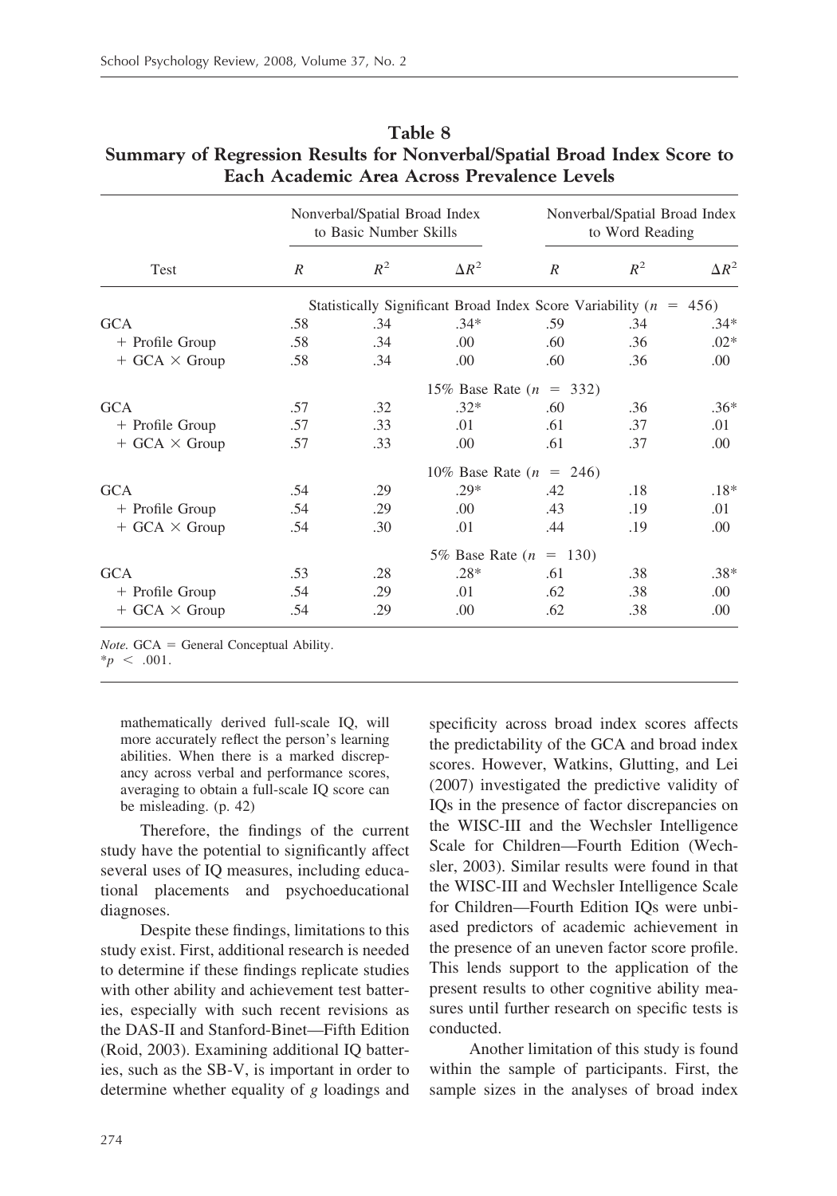**Table 8**
**Summary of Regression Results for Nonverbal/Spatial Broad Index Score to Each Academic Area Across Prevalence Levels**

| Test | Nonverbal/Spatial Broad Index to Basic Number Skills | | | Nonverbal/Spatial Broad Index to Word Reading | | |
|---|---|---|---|---|---|---|
| | $R$ | $R^2$ | $\Delta R^2$ | $R$ | $R^2$ | $\Delta R^2$ |
| | Statistically Significant Broad Index Score Variability ($n$ = 456) | | | | | |
| GCA | .58 | .34 | .34* | .59 | .34 | .34* |
| + Profile Group | .58 | .34 | .00 | .60 | .36 | .02* |
| + GCA × Group | .58 | .34 | .00 | .60 | .36 | .00 |
| | 15% Base Rate ($n$ = 332) | | | | | |
| GCA | .57 | .32 | .32* | .60 | .36 | .36* |
| + Profile Group | .57 | .33 | .01 | .61 | .37 | .01 |
| + GCA × Group | .57 | .33 | .00 | .61 | .37 | .00 |
| | 10% Base Rate ($n$ = 246) | | | | | |
| GCA | .54 | .29 | .29* | .42 | .18 | .18* |
| + Profile Group | .54 | .29 | .00 | .43 | .19 | .01 |
| + GCA × Group | .54 | .30 | .01 | .44 | .19 | .00 |
| | 5% Base Rate ($n$ = 130) | | | | | |
| GCA | .53 | .28 | .28* | .61 | .38 | .38* |
| + Profile Group | .54 | .29 | .01 | .62 | .38 | .00 |
| + GCA × Group | .54 | .29 | .00 | .62 | .38 | .00 |

*Note.* GCA = General Conceptual Ability.
*$p < .001$.

mathematically derived full-scale IQ, will more accurately reflect the person's learning abilities. When there is a marked discrepancy across verbal and performance scores, averaging to obtain a full-scale IQ score can be misleading. (p. 42)

Therefore, the findings of the current study have the potential to significantly affect several uses of IQ measures, including educational placements and psychoeducational diagnoses.

Despite these findings, limitations to this study exist. First, additional research is needed to determine if these findings replicate studies with other ability and achievement test batteries, especially with such recent revisions as the DAS-II and Stanford-Binet—Fifth Edition (Roid, 2003). Examining additional IQ batteries, such as the SB-V, is important in order to determine whether equality of *g* loadings and specificity across broad index scores affects the predictability of the GCA and broad index scores. However, Watkins, Glutting, and Lei (2007) investigated the predictive validity of IQs in the presence of factor discrepancies on the WISC-III and the Wechsler Intelligence Scale for Children—Fourth Edition (Wechsler, 2003). Similar results were found in that the WISC-III and Wechsler Intelligence Scale for Children—Fourth Edition IQs were unbiased predictors of academic achievement in the presence of an uneven factor score profile. This lends support to the application of the present results to other cognitive ability measures until further research on specific tests is conducted.

Another limitation of this study is found within the sample of participants. First, the sample sizes in the analyses of broad index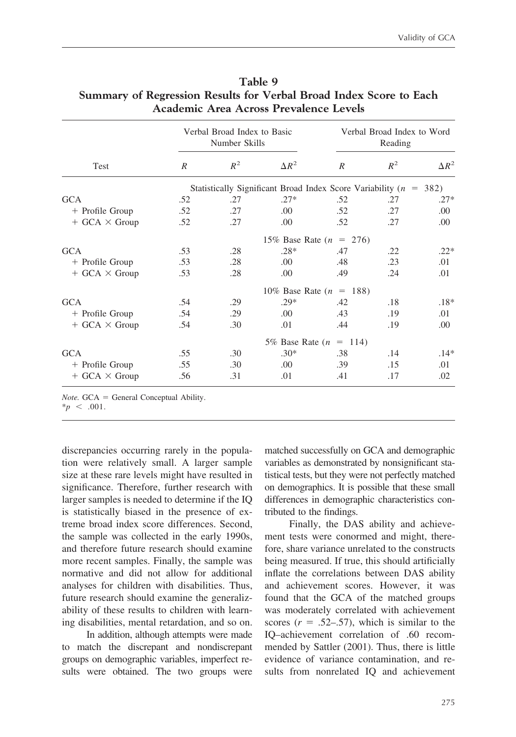**Table 9**
**Summary of Regression Results for Verbal Broad Index Score to Each Academic Area Across Prevalence Levels**

| Test | Verbal Broad Index to Basic Number Skills | | | Verbal Broad Index to Word Reading | | |
|---|---|---|---|---|---|---|
| | $R$ | $R^2$ | $\Delta R^2$ | $R$ | $R^2$ | $\Delta R^2$ |
| | Statistically Significant Broad Index Score Variability ($n$ = 382) | | | | | |
| GCA | .52 | .27 | .27* | .52 | .27 | .27* |
| + Profile Group | .52 | .27 | .00 | .52 | .27 | .00 |
| + GCA × Group | .52 | .27 | .00 | .52 | .27 | .00 |
| | 15% Base Rate ($n$ = 276) | | | | | |
| GCA | .53 | .28 | .28* | .47 | .22 | .22* |
| + Profile Group | .53 | .28 | .00 | .48 | .23 | .01 |
| + GCA × Group | .53 | .28 | .00 | .49 | .24 | .01 |
| | 10% Base Rate ($n$ = 188) | | | | | |
| GCA | .54 | .29 | .29* | .42 | .18 | .18* |
| + Profile Group | .54 | .29 | .00 | .43 | .19 | .01 |
| + GCA × Group | .54 | .30 | .01 | .44 | .19 | .00 |
| | 5% Base Rate ($n$ = 114) | | | | | |
| GCA | .55 | .30 | .30* | .38 | .14 | .14* |
| + Profile Group | .55 | .30 | .00 | .39 | .15 | .01 |
| + GCA × Group | .56 | .31 | .01 | .41 | .17 | .02 |

*Note.* GCA = General Conceptual Ability.
*$p < .001$.

discrepancies occurring rarely in the population were relatively small. A larger sample size at these rare levels might have resulted in significance. Therefore, further research with larger samples is needed to determine if the IQ is statistically biased in the presence of extreme broad index score differences. Second, the sample was collected in the early 1990s, and therefore future research should examine more recent samples. Finally, the sample was normative and did not allow for additional analyses for children with disabilities. Thus, future research should examine the generalizability of these results to children with learning disabilities, mental retardation, and so on.

In addition, although attempts were made to match the discrepant and nondiscrepant groups on demographic variables, imperfect results were obtained. The two groups were matched successfully on GCA and demographic variables as demonstrated by nonsignificant statistical tests, but they were not perfectly matched on demographics. It is possible that these small differences in demographic characteristics contributed to the findings.

Finally, the DAS ability and achievement tests were conormed and might, therefore, share variance unrelated to the constructs being measured. If true, this should artificially inflate the correlations between DAS ability and achievement scores. However, it was found that the GCA of the matched groups was moderately correlated with achievement scores ($r$ = .52–.57), which is similar to the IQ–achievement correlation of .60 recommended by Sattler (2001). Thus, there is little evidence of variance contamination, and results from nonrelated IQ and achievement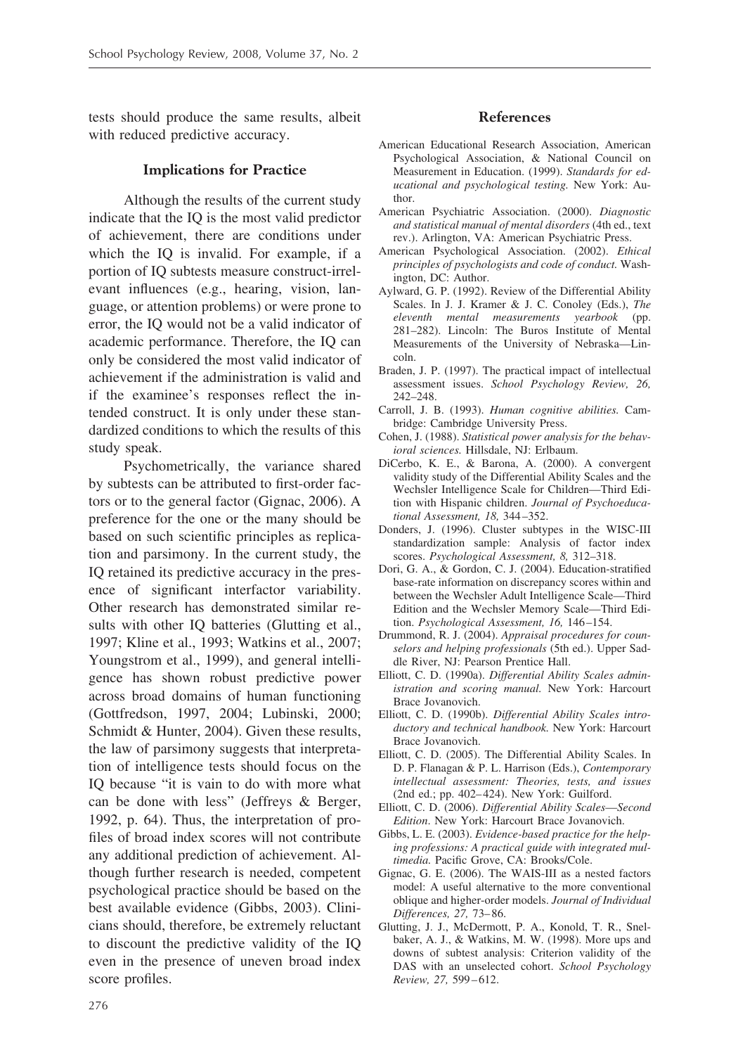tests should produce the same results, albeit with reduced predictive accuracy.

## Implications for Practice

Although the results of the current study indicate that the IQ is the most valid predictor of achievement, there are conditions under which the IQ is invalid. For example, if a portion of IQ subtests measure construct-irrelevant influences (e.g., hearing, vision, language, or attention problems) or were prone to error, the IQ would not be a valid indicator of academic performance. Therefore, the IQ can only be considered the most valid indicator of achievement if the administration is valid and if the examinee's responses reflect the intended construct. It is only under these standardized conditions to which the results of this study speak.

Psychometrically, the variance shared by subtests can be attributed to first-order factors or to the general factor (Gignac, 2006). A preference for the one or the many should be based on such scientific principles as replication and parsimony. In the current study, the IQ retained its predictive accuracy in the presence of significant interfactor variability. Other research has demonstrated similar results with other IQ batteries (Glutting et al., 1997; Kline et al., 1993; Watkins et al., 2007; Youngstrom et al., 1999), and general intelligence has shown robust predictive power across broad domains of human functioning (Gottfredson, 1997, 2004; Lubinski, 2000; Schmidt & Hunter, 2004). Given these results, the law of parsimony suggests that interpretation of intelligence tests should focus on the IQ because "it is vain to do with more what can be done with less" (Jeffreys & Berger, 1992, p. 64). Thus, the interpretation of profiles of broad index scores will not contribute any additional prediction of achievement. Although further research is needed, competent psychological practice should be based on the best available evidence (Gibbs, 2003). Clinicians should, therefore, be extremely reluctant to discount the predictive validity of the IQ even in the presence of uneven broad index score profiles.

## References

American Educational Research Association, American Psychological Association, & National Council on Measurement in Education. (1999). *Standards for educational and psychological testing.* New York: Author.

American Psychiatric Association. (2000). *Diagnostic and statistical manual of mental disorders* (4th ed., text rev.). Arlington, VA: American Psychiatric Press.

American Psychological Association. (2002). *Ethical principles of psychologists and code of conduct.* Washington, DC: Author.

Aylward, G. P. (1992). Review of the Differential Ability Scales. In J. J. Kramer & J. C. Conoley (Eds.), *The eleventh mental measurements yearbook* (pp. 281–282). Lincoln: The Buros Institute of Mental Measurements of the University of Nebraska—Lincoln.

Braden, J. P. (1997). The practical impact of intellectual assessment issues. *School Psychology Review, 26,* 242–248.

Carroll, J. B. (1993). *Human cognitive abilities.* Cambridge: Cambridge University Press.

Cohen, J. (1988). *Statistical power analysis for the behavioral sciences.* Hillsdale, NJ: Erlbaum.

DiCerbo, K. E., & Barona, A. (2000). A convergent validity study of the Differential Ability Scales and the Wechsler Intelligence Scale for Children—Third Edition with Hispanic children. *Journal of Psychoeducational Assessment, 18,* 344–352.

Donders, J. (1996). Cluster subtypes in the WISC-III standardization sample: Analysis of factor index scores. *Psychological Assessment, 8,* 312–318.

Dori, G. A., & Gordon, C. J. (2004). Education-stratified base-rate information on discrepancy scores within and between the Wechsler Adult Intelligence Scale—Third Edition and the Wechsler Memory Scale—Third Edition. *Psychological Assessment, 16,* 146–154.

Drummond, R. J. (2004). *Appraisal procedures for counselors and helping professionals* (5th ed.). Upper Saddle River, NJ: Pearson Prentice Hall.

Elliott, C. D. (1990a). *Differential Ability Scales administration and scoring manual.* New York: Harcourt Brace Jovanovich.

Elliott, C. D. (1990b). *Differential Ability Scales introductory and technical handbook.* New York: Harcourt Brace Jovanovich.

Elliott, C. D. (2005). The Differential Ability Scales. In D. P. Flanagan & P. L. Harrison (Eds.), *Contemporary intellectual assessment: Theories, tests, and issues* (2nd ed.; pp. 402–424). New York: Guilford.

Elliott, C. D. (2006). *Differential Ability Scales—Second Edition*. New York: Harcourt Brace Jovanovich.

Gibbs, L. E. (2003). *Evidence-based practice for the helping professions: A practical guide with integrated multimedia.* Pacific Grove, CA: Brooks/Cole.

Gignac, G. E. (2006). The WAIS-III as a nested factors model: A useful alternative to the more conventional oblique and higher-order models. *Journal of Individual Differences, 27,* 73–86.

Glutting, J. J., McDermott, P. A., Konold, T. R., Snelbaker, A. J., & Watkins, M. W. (1998). More ups and downs of subtest analysis: Criterion validity of the DAS with an unselected cohort. *School Psychology Review, 27,* 599–612.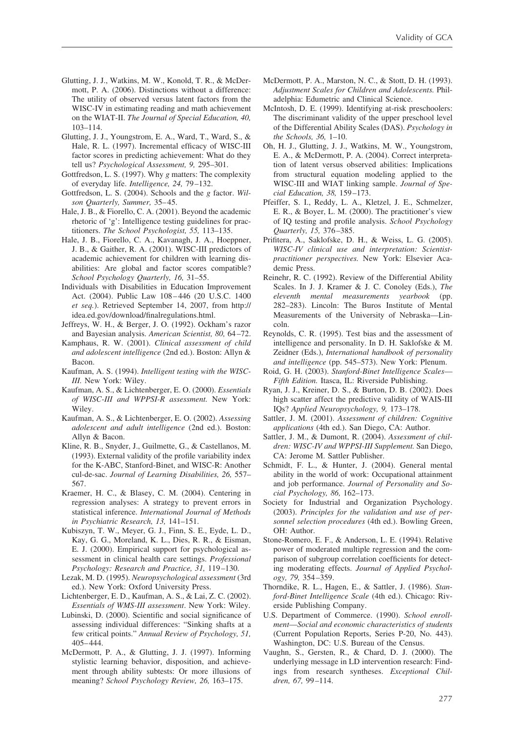Glutting, J. J., Watkins, M. W., Konold, T. R., & McDermott, P. A. (2006). Distinctions without a difference: The utility of observed versus latent factors from the WISC-IV in estimating reading and math achievement on the WIAT-II. *The Journal of Special Education, 40,* 103–114.

Glutting, J. J., Youngstrom, E. A., Ward, T., Ward, S., & Hale, R. L. (1997). Incremental efficacy of WISC-III factor scores in predicting achievement: What do they tell us? *Psychological Assessment, 9,* 295–301.

Gottfredson, L. S. (1997). Why *g* matters: The complexity of everyday life. *Intelligence, 24,* 79–132.

Gottfredson, L. S. (2004). Schools and the *g* factor. *Wilson Quarterly, Summer,* 35–45.

Hale, J. B., & Fiorello, C. A. (2001). Beyond the academic rhetoric of 'g': Intelligence testing guidelines for practitioners. *The School Psychologist, 55,* 113–135.

Hale, J. B., Fiorello, C. A., Kavanagh, J. A., Hoeppner, J. B., & Gaither, R. A. (2001). WISC-III predictors of academic achievement for children with learning disabilities: Are global and factor scores compatible? *School Psychology Quarterly, 16,* 31–55.

Individuals with Disabilities in Education Improvement Act. (2004). Public Law 108–446 (20 U.S.C. 1400 *et seq.*). Retrieved September 14, 2007, from http://idea.ed.gov/download/finalregulations.html.

Jeffreys, W. H., & Berger, J. O. (1992). Ockham's razor and Bayesian analysis. *American Scientist, 80,* 64–72.

Kamphaus, R. W. (2001). *Clinical assessment of child and adolescent intelligence* (2nd ed.). Boston: Allyn & Bacon.

Kaufman, A. S. (1994). *Intelligent testing with the WISC-III.* New York: Wiley.

Kaufman, A. S., & Lichtenberger, E. O. (2000). *Essentials of WISC-III and WPPSI-R assessment.* New York: Wiley.

Kaufman, A. S., & Lichtenberger, E. O. (2002). *Assessing adolescent and adult intelligence* (2nd ed.). Boston: Allyn & Bacon.

Kline, R. B., Snyder, J., Guilmette, G., & Castellanos, M. (1993). External validity of the profile variability index for the K-ABC, Stanford-Binet, and WISC-R: Another cul-de-sac. *Journal of Learning Disabilities, 26,* 557–567.

Kraemer, H. C., & Blasey, C. M. (2004). Centering in regression analyses: A strategy to prevent errors in statistical inference. *International Journal of Methods in Psychiatric Research, 13,* 141–151.

Kubiszyn, T. W., Meyer, G. J., Finn, S. E., Eyde, L. D., Kay, G. G., Moreland, K. L., Dies, R. R., & Eisman, E. J. (2000). Empirical support for psychological assessment in clinical health care settings. *Professional Psychology: Research and Practice, 31,* 119–130.

Lezak, M. D. (1995). *Neuropsychological assessment* (3rd ed.). New York: Oxford University Press.

Lichtenberger, E. D., Kaufman, A. S., & Lai, Z. C. (2002). *Essentials of WMS-III assessment*. New York: Wiley.

Lubinski, D. (2000). Scientific and social significance of assessing individual differences: "Sinking shafts at a few critical points." *Annual Review of Psychology, 51,* 405–444.

McDermott, P. A., & Glutting, J. J. (1997). Informing stylistic learning behavior, disposition, and achievement through ability subtests: Or more illusions of meaning? *School Psychology Review, 26,* 163–175.

McDermott, P. A., Marston, N. C., & Stott, D. H. (1993). *Adjustment Scales for Children and Adolescents.* Philadelphia: Edumetric and Clinical Science.

McIntosh, D. E. (1999). Identifying at-risk preschoolers: The discriminant validity of the upper preschool level of the Differential Ability Scales (DAS). *Psychology in the Schools, 36,* 1–10.

Oh, H. J., Glutting, J. J., Watkins, M. W., Youngstrom, E. A., & McDermott, P. A. (2004). Correct interpretation of latent versus observed abilities: Implications from structural equation modeling applied to the WISC-III and WIAT linking sample. *Journal of Special Education, 38,* 159–173.

Pfeiffer, S. I., Reddy, L. A., Kletzel, J. E., Schmelzer, E. R., & Boyer, L. M. (2000). The practitioner's view of IQ testing and profile analysis. *School Psychology Quarterly, 15,* 376–385.

Prifitera, A., Saklofske, D. H., & Weiss, L. G. (2005). *WISC-IV clinical use and interpretation: Scientist-practitioner perspectives.* New York: Elsevier Academic Press.

Reinehr, R. C. (1992). Review of the Differential Ability Scales. In J. J. Kramer & J. C. Conoley (Eds.), *The eleventh mental measurements yearbook* (pp. 282–283). Lincoln: The Buros Institute of Mental Measurements of the University of Nebraska—Lincoln.

Reynolds, C. R. (1995). Test bias and the assessment of intelligence and personality. In D. H. Saklofske & M. Zeidner (Eds.), *International handbook of personality and intelligence* (pp. 545–573). New York: Plenum.

Roid, G. H. (2003). *Stanford-Binet Intelligence Scales—Fifth Edition.* Itasca, IL: Riverside Publishing.

Ryan, J. J., Kreiner, D. S., & Burton, D. B. (2002). Does high scatter affect the predictive validity of WAIS-III IQs? *Applied Neuropsychology, 9,* 173–178.

Sattler, J. M. (2001). *Assessment of children: Cognitive applications* (4th ed.). San Diego, CA: Author.

Sattler, J. M., & Dumont, R. (2004). *Assessment of children: WISC-IV and WPPSI-III Supplement.* San Diego, CA: Jerome M. Sattler Publisher.

Schmidt, F. L., & Hunter, J. (2004). General mental ability in the world of work: Occupational attainment and job performance. *Journal of Personality and Social Psychology, 86,* 162–173.

Society for Industrial and Organization Psychology. (2003). *Principles for the validation and use of personnel selection procedures* (4th ed.). Bowling Green, OH: Author.

Stone-Romero, E. F., & Anderson, L. E. (1994). Relative power of moderated multiple regression and the comparison of subgroup correlation coefficients for detecting moderating effects. *Journal of Applied Psychology, 79,* 354–359.

Thorndike, R. L., Hagen, E., & Sattler, J. (1986). *Stanford-Binet Intelligence Scale* (4th ed.). Chicago: Riverside Publishing Company.

U.S. Department of Commerce. (1990). *School enrollment—Social and economic characteristics of students* (Current Population Reports, Series P-20, No. 443). Washington, DC: U.S. Bureau of the Census.

Vaughn, S., Gersten, R., & Chard, D. J. (2000). The underlying message in LD intervention research: Findings from research syntheses. *Exceptional Children, 67,* 99–114.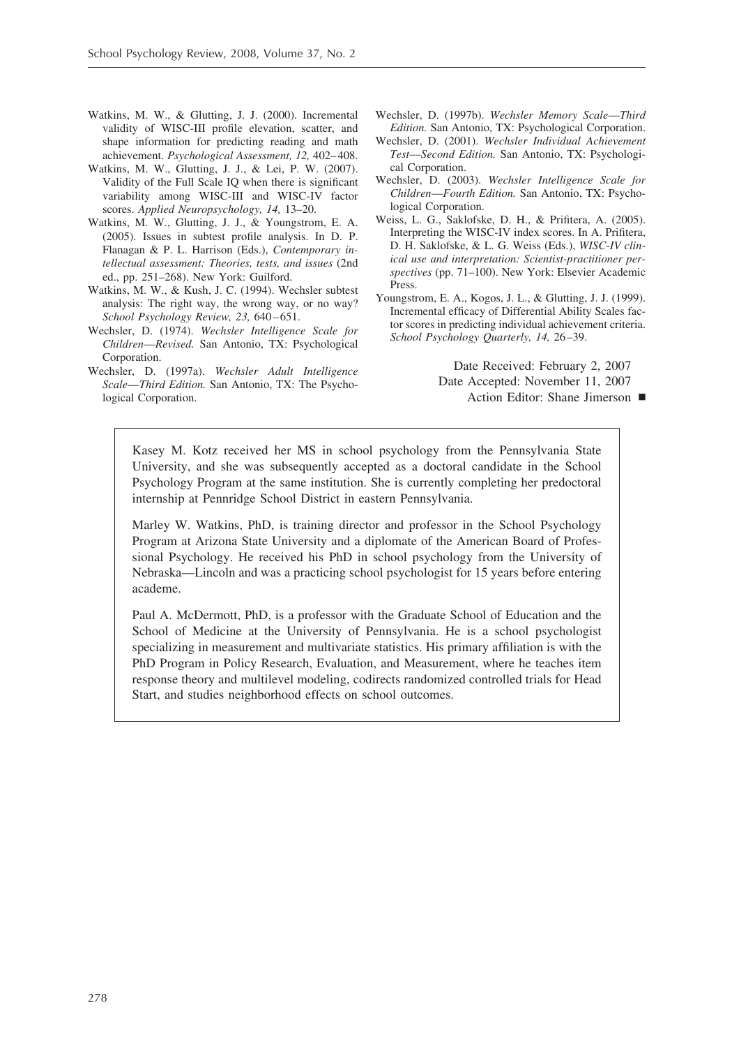Watkins, M. W., & Glutting, J. J. (2000). Incremental validity of WISC-III profile elevation, scatter, and shape information for predicting reading and math achievement. *Psychological Assessment, 12,* 402–408.

Watkins, M. W., Glutting, J. J., & Lei, P. W. (2007). Validity of the Full Scale IQ when there is significant variability among WISC-III and WISC-IV factor scores. *Applied Neuropsychology, 14,* 13–20.

Watkins, M. W., Glutting, J. J., & Youngstrom, E. A. (2005). Issues in subtest profile analysis. In D. P. Flanagan & P. L. Harrison (Eds.), *Contemporary intellectual assessment: Theories, tests, and issues* (2nd ed., pp. 251–268). New York: Guilford.

Watkins, M. W., & Kush, J. C. (1994). Wechsler subtest analysis: The right way, the wrong way, or no way? *School Psychology Review, 23,* 640–651.

Wechsler, D. (1974). *Wechsler Intelligence Scale for Children—Revised.* San Antonio, TX: Psychological Corporation.

Wechsler, D. (1997a). *Wechsler Adult Intelligence Scale—Third Edition.* San Antonio, TX: The Psychological Corporation.

Wechsler, D. (1997b). *Wechsler Memory Scale—Third Edition.* San Antonio, TX: Psychological Corporation.

Wechsler, D. (2001). *Wechsler Individual Achievement Test—Second Edition.* San Antonio, TX: Psychological Corporation.

Wechsler, D. (2003). *Wechsler Intelligence Scale for Children—Fourth Edition.* San Antonio, TX: Psychological Corporation.

Weiss, L. G., Saklofske, D. H., & Prifitera, A. (2005). Interpreting the WISC-IV index scores. In A. Prifitera, D. H. Saklofske, & L. G. Weiss (Eds.), *WISC-IV clinical use and interpretation: Scientist-practitioner perspectives* (pp. 71–100). New York: Elsevier Academic Press.

Youngstrom, E. A., Kogos, J. L., & Glutting, J. J. (1999). Incremental efficacy of Differential Ability Scales factor scores in predicting individual achievement criteria. *School Psychology Quarterly, 14,* 26–39.

Date Received: February 2, 2007
Date Accepted: November 11, 2007
Action Editor: Shane Jimerson ■

Kasey M. Kotz received her MS in school psychology from the Pennsylvania State University, and she was subsequently accepted as a doctoral candidate in the School Psychology Program at the same institution. She is currently completing her predoctoral internship at Pennridge School District in eastern Pennsylvania.

Marley W. Watkins, PhD, is training director and professor in the School Psychology Program at Arizona State University and a diplomate of the American Board of Professional Psychology. He received his PhD in school psychology from the University of Nebraska—Lincoln and was a practicing school psychologist for 15 years before entering academe.

Paul A. McDermott, PhD, is a professor with the Graduate School of Education and the School of Medicine at the University of Pennsylvania. He is a school psychologist specializing in measurement and multivariate statistics. His primary affiliation is with the PhD Program in Policy Research, Evaluation, and Measurement, where he teaches item response theory and multilevel modeling, codirects randomized controlled trials for Head Start, and studies neighborhood effects on school outcomes.